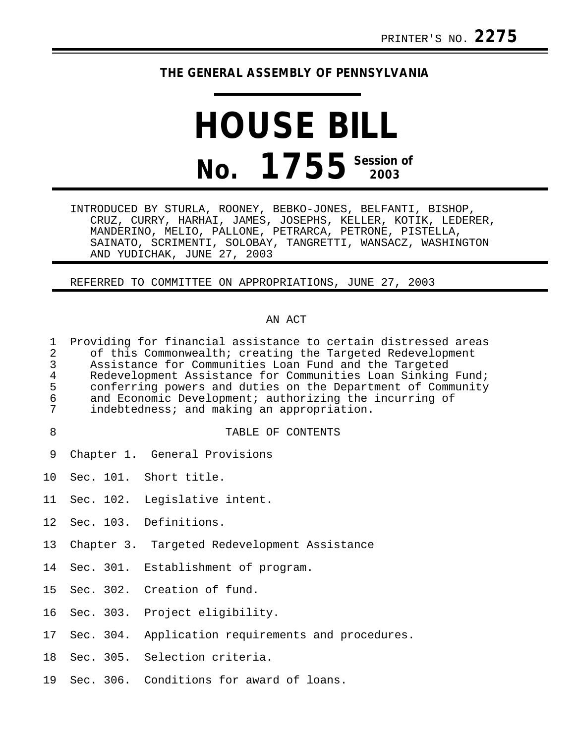PRINTER'S NO. **2275**

**THE GENERAL ASSEMBLY OF PENNSYLVANIA**

# HOUSE BILL

# No. 1755 Session of 2003

INTRODUCED BY STURLA, ROONEY, BEBKO-JONES, BELFANTI, BISHOP, CRUZ, CURRY, HARHAI, JAMES, JOSEPHS, KELLER, KOTIK, LEDERER, MANDERINO, MELIO, PALLONE, PETRARCA, PETRONE, PISTELLA, SAINATO, SCRIMENTI, SOLOBAY, TANGRETTI, WANSACZ, WASHINGTON AND YUDICHAK, JUNE 27, 2003

REFERRED TO COMMITTEE ON APPROPRIATIONS, JUNE 27, 2003

AN ACT

Providing for financial assistance to certain distressed areas of this Commonwealth; creating the Targeted Redevelopment Assistance for Communities Loan Fund and the Targeted Redevelopment Assistance for Communities Loan Sinking Fund; conferring powers and duties on the Department of Community and Economic Development; authorizing the incurring of indebtedness; and making an appropriation.

TABLE OF CONTENTS

Chapter 1. General Provisions

Sec. 101. Short title.

Sec. 102. Legislative intent.

Sec. 103. Definitions.

Chapter 3. Targeted Redevelopment Assistance

Sec. 301. Establishment of program.

Sec. 302. Creation of fund.

Sec. 303. Project eligibility.

Sec. 304. Application requirements and procedures.

Sec. 305. Selection criteria.

Sec. 306. Conditions for award of loans.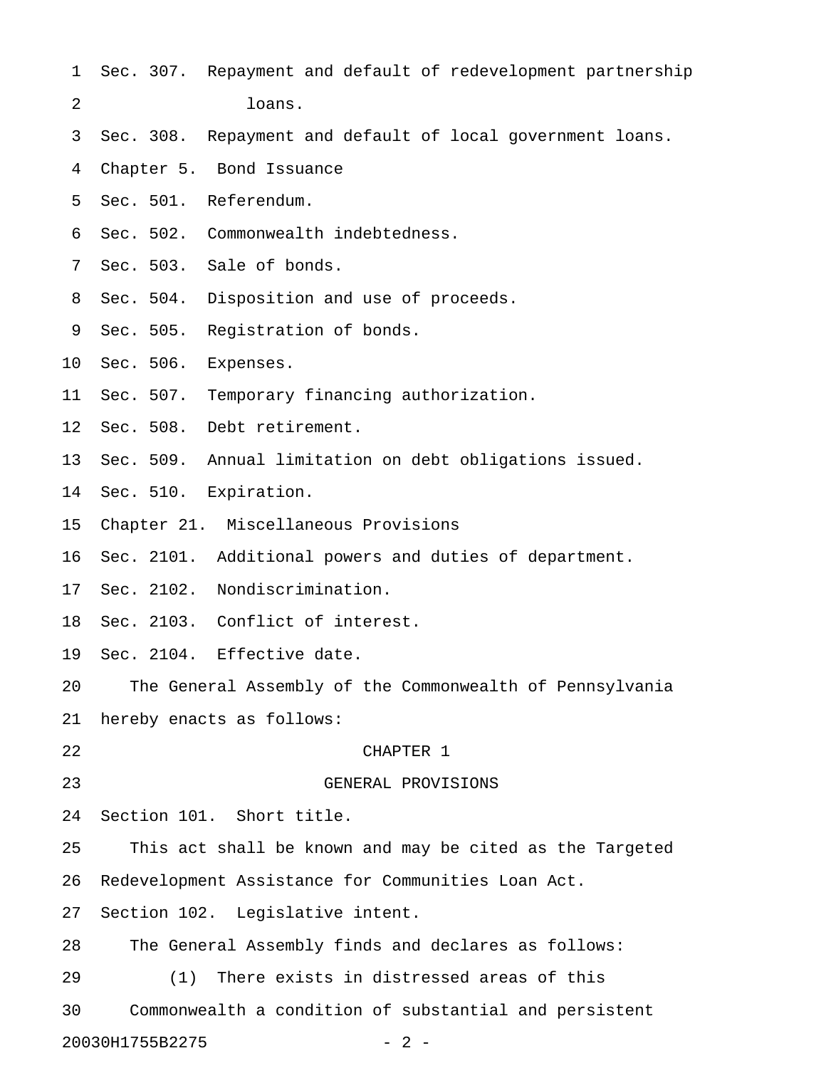Sec. 307. Repayment and default of redevelopment partnership loans.

Sec. 308. Repayment and default of local government loans.

Chapter 5. Bond Issuance

Sec. 501. Referendum.

Sec. 502. Commonwealth indebtedness.

Sec. 503. Sale of bonds.

Sec. 504. Disposition and use of proceeds.

Sec. 505. Registration of bonds.

Sec. 506. Expenses.

Sec. 507. Temporary financing authorization.

Sec. 508. Debt retirement.

Sec. 509. Annual limitation on debt obligations issued.

Sec. 510. Expiration.

Chapter 21. Miscellaneous Provisions

Sec. 2101. Additional powers and duties of department.

Sec. 2102. Nondiscrimination.

Sec. 2103. Conflict of interest.

Sec. 2104. Effective date.

The General Assembly of the Commonwealth of Pennsylvania hereby enacts as follows:

# CHAPTER 1

# GENERAL PROVISIONS

Section 101. Short title.

This act shall be known and may be cited as the Targeted Redevelopment Assistance for Communities Loan Act.

Section 102. Legislative intent.

The General Assembly finds and declares as follows:

(1) There exists in distressed areas of this Commonwealth a condition of substantial and persistent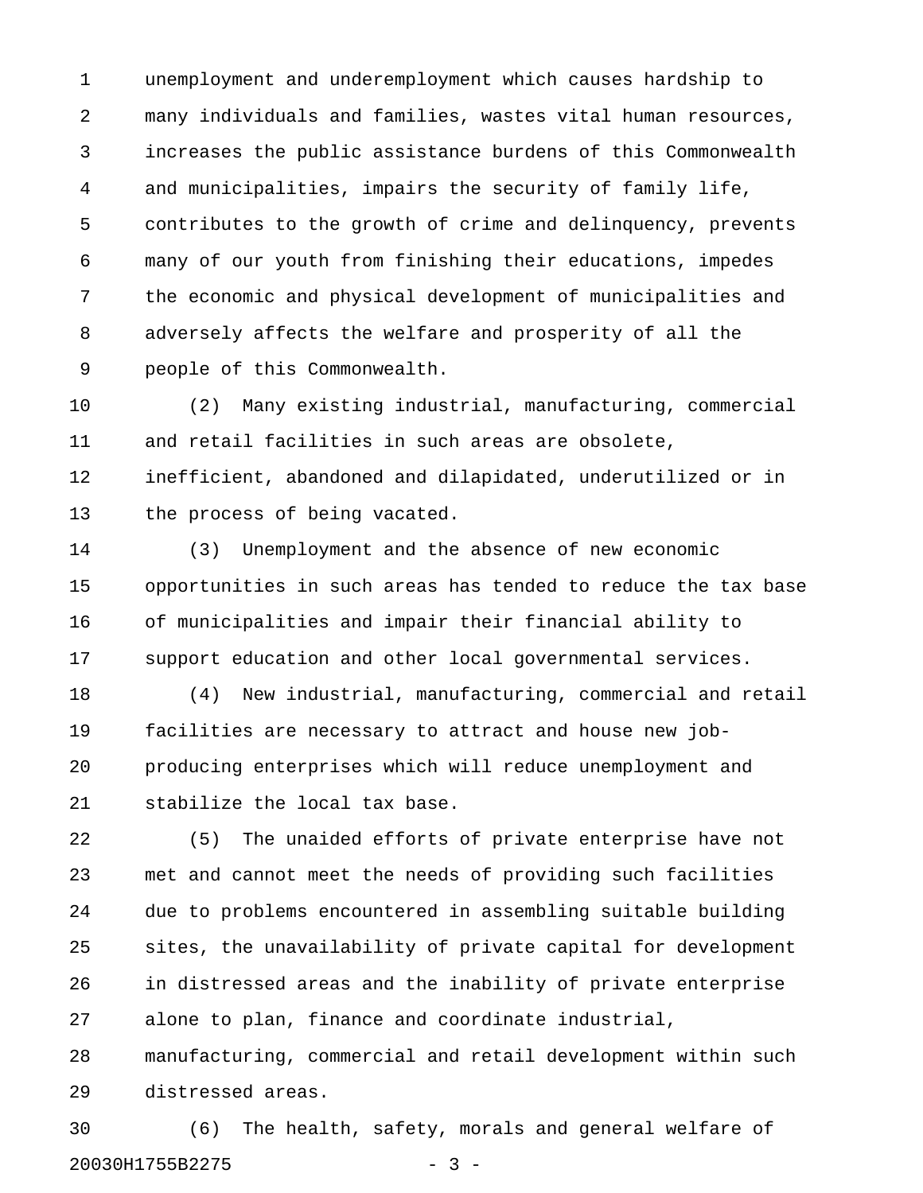unemployment and underemployment which causes hardship to many individuals and families, wastes vital human resources, increases the public assistance burdens of this Commonwealth and municipalities, impairs the security of family life, contributes to the growth of crime and delinquency, prevents many of our youth from finishing their educations, impedes the economic and physical development of municipalities and adversely affects the welfare and prosperity of all the people of this Commonwealth.

(2) Many existing industrial, manufacturing, commercial and retail facilities in such areas are obsolete, inefficient, abandoned and dilapidated, underutilized or in the process of being vacated.

(3) Unemployment and the absence of new economic opportunities in such areas has tended to reduce the tax base of municipalities and impair their financial ability to support education and other local governmental services.

(4) New industrial, manufacturing, commercial and retail facilities are necessary to attract and house new job-producing enterprises which will reduce unemployment and stabilize the local tax base.

(5) The unaided efforts of private enterprise have not met and cannot meet the needs of providing such facilities due to problems encountered in assembling suitable building sites, the unavailability of private capital for development in distressed areas and the inability of private enterprise alone to plan, finance and coordinate industrial, manufacturing, commercial and retail development within such distressed areas.

(6) The health, safety, morals and general welfare of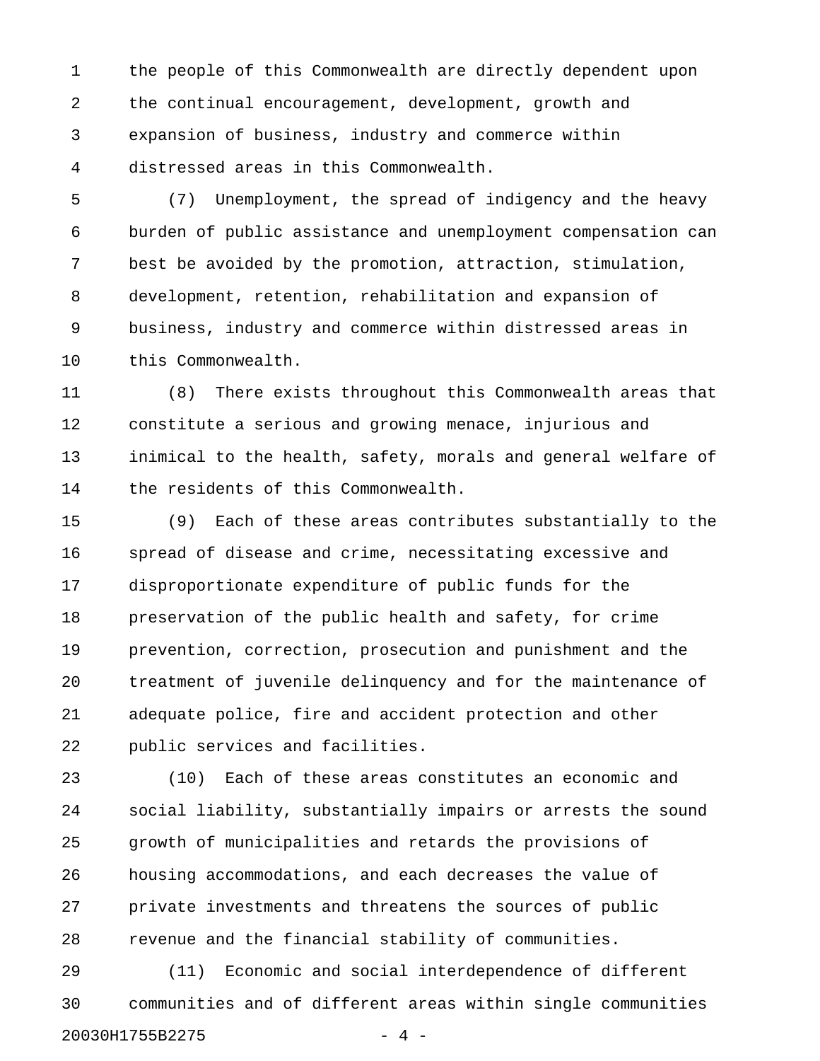the people of this Commonwealth are directly dependent upon the continual encouragement, development, growth and expansion of business, industry and commerce within distressed areas in this Commonwealth.

(7) Unemployment, the spread of indigency and the heavy burden of public assistance and unemployment compensation can best be avoided by the promotion, attraction, stimulation, development, retention, rehabilitation and expansion of business, industry and commerce within distressed areas in this Commonwealth.

(8) There exists throughout this Commonwealth areas that constitute a serious and growing menace, injurious and inimical to the health, safety, morals and general welfare of the residents of this Commonwealth.

(9) Each of these areas contributes substantially to the spread of disease and crime, necessitating excessive and disproportionate expenditure of public funds for the preservation of the public health and safety, for crime prevention, correction, prosecution and punishment and the treatment of juvenile delinquency and for the maintenance of adequate police, fire and accident protection and other public services and facilities.

(10) Each of these areas constitutes an economic and social liability, substantially impairs or arrests the sound growth of municipalities and retards the provisions of housing accommodations, and each decreases the value of private investments and threatens the sources of public revenue and the financial stability of communities.

(11) Economic and social interdependence of different communities and of different areas within single communities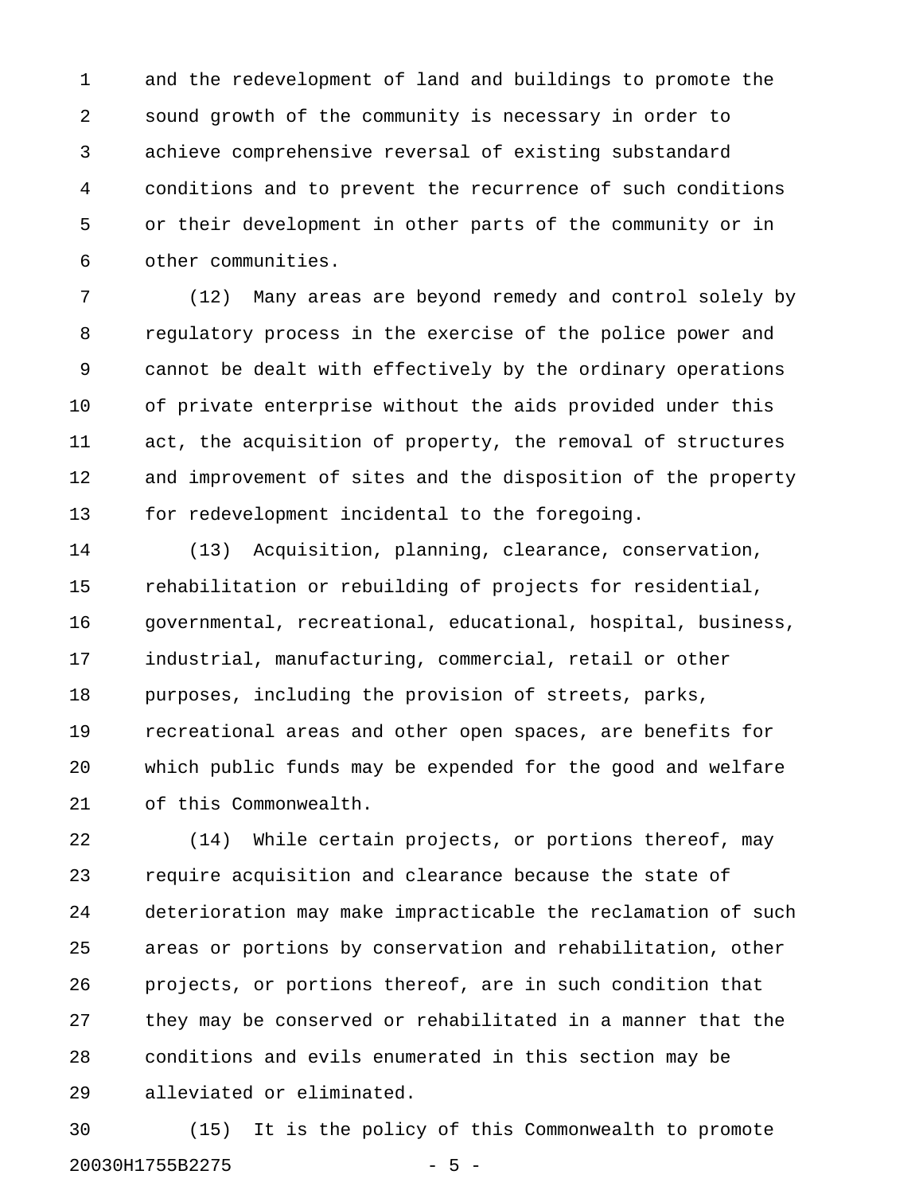and the redevelopment of land and buildings to promote the sound growth of the community is necessary in order to achieve comprehensive reversal of existing substandard conditions and to prevent the recurrence of such conditions or their development in other parts of the community or in other communities.

(12) Many areas are beyond remedy and control solely by regulatory process in the exercise of the police power and cannot be dealt with effectively by the ordinary operations of private enterprise without the aids provided under this act, the acquisition of property, the removal of structures and improvement of sites and the disposition of the property for redevelopment incidental to the foregoing.

(13) Acquisition, planning, clearance, conservation, rehabilitation or rebuilding of projects for residential, governmental, recreational, educational, hospital, business, industrial, manufacturing, commercial, retail or other purposes, including the provision of streets, parks, recreational areas and other open spaces, are benefits for which public funds may be expended for the good and welfare of this Commonwealth.

(14) While certain projects, or portions thereof, may require acquisition and clearance because the state of deterioration may make impracticable the reclamation of such areas or portions by conservation and rehabilitation, other projects, or portions thereof, are in such condition that they may be conserved or rehabilitated in a manner that the conditions and evils enumerated in this section may be alleviated or eliminated.

(15) It is the policy of this Commonwealth to promote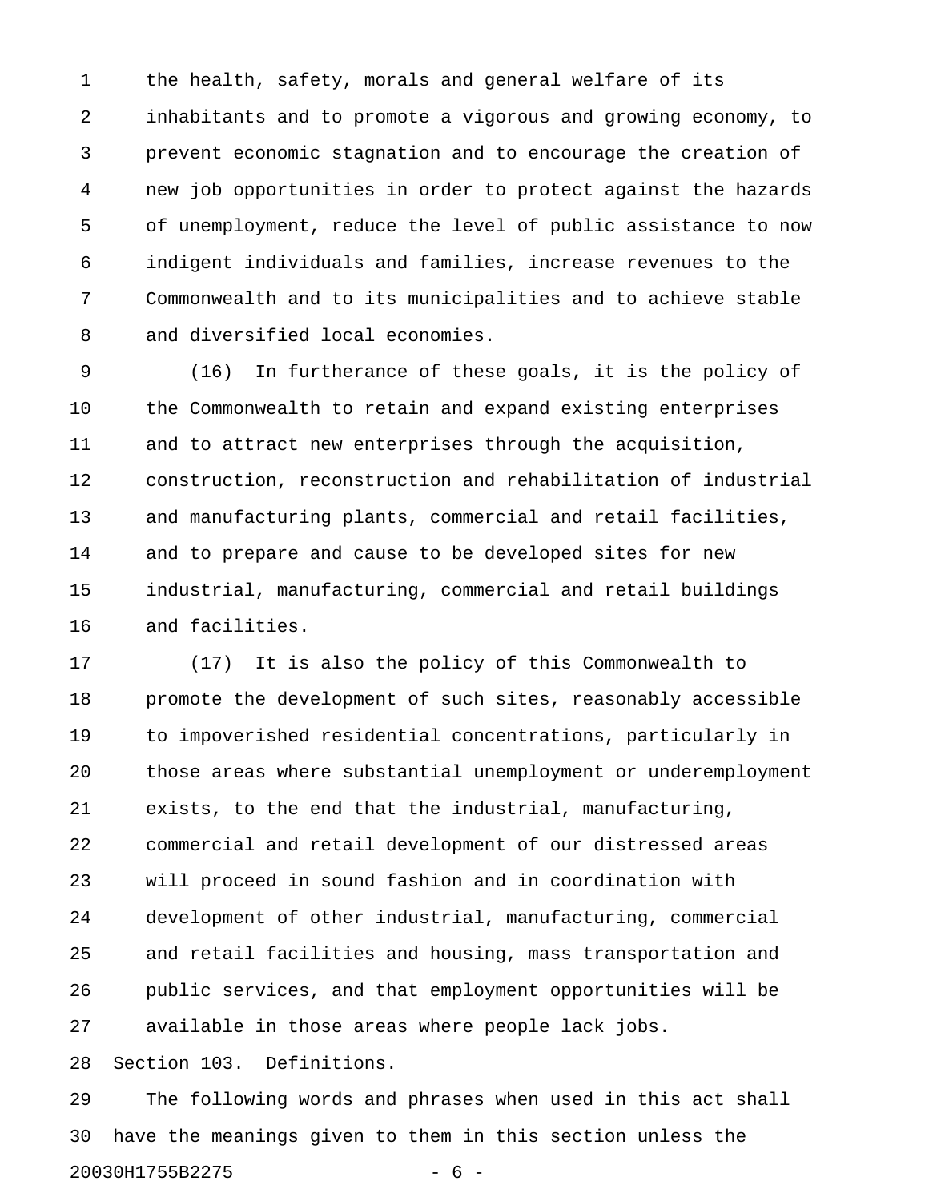the health, safety, morals and general welfare of its inhabitants and to promote a vigorous and growing economy, to prevent economic stagnation and to encourage the creation of new job opportunities in order to protect against the hazards of unemployment, reduce the level of public assistance to now indigent individuals and families, increase revenues to the Commonwealth and to its municipalities and to achieve stable and diversified local economies.

(16) In furtherance of these goals, it is the policy of the Commonwealth to retain and expand existing enterprises and to attract new enterprises through the acquisition, construction, reconstruction and rehabilitation of industrial and manufacturing plants, commercial and retail facilities, and to prepare and cause to be developed sites for new industrial, manufacturing, commercial and retail buildings and facilities.

(17) It is also the policy of this Commonwealth to promote the development of such sites, reasonably accessible to impoverished residential concentrations, particularly in those areas where substantial unemployment or underemployment exists, to the end that the industrial, manufacturing, commercial and retail development of our distressed areas will proceed in sound fashion and in coordination with development of other industrial, manufacturing, commercial and retail facilities and housing, mass transportation and public services, and that employment opportunities will be available in those areas where people lack jobs.

Section 103. Definitions.

The following words and phrases when used in this act shall have the meanings given to them in this section unless the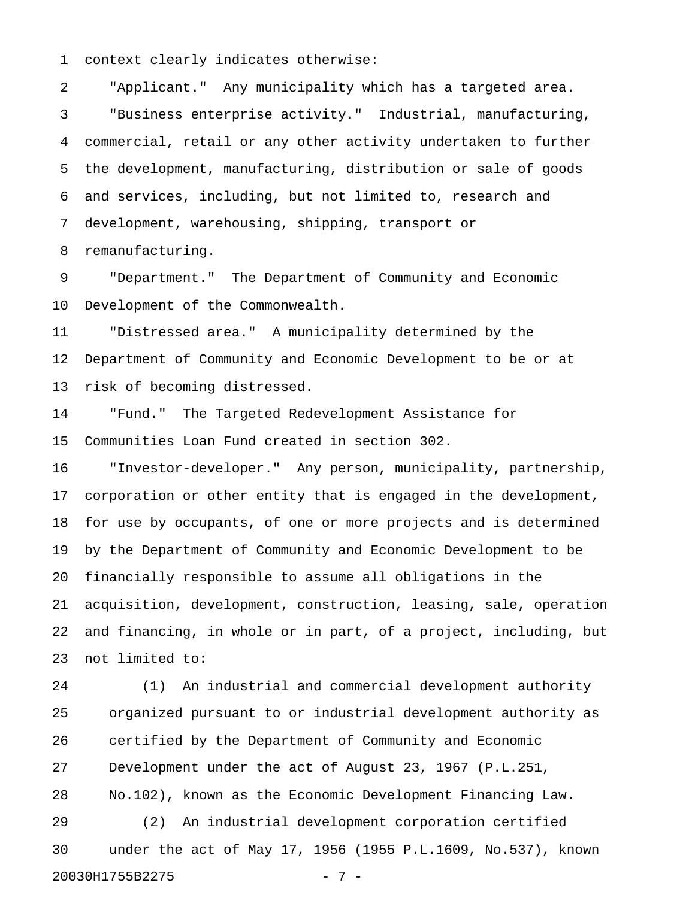context clearly indicates otherwise:

"Applicant." Any municipality which has a targeted area.

"Business enterprise activity." Industrial, manufacturing, commercial, retail or any other activity undertaken to further the development, manufacturing, distribution or sale of goods and services, including, but not limited to, research and development, warehousing, shipping, transport or remanufacturing.

"Department." The Department of Community and Economic Development of the Commonwealth.

"Distressed area." A municipality determined by the Department of Community and Economic Development to be or at risk of becoming distressed.

"Fund." The Targeted Redevelopment Assistance for Communities Loan Fund created in section 302.

"Investor-developer." Any person, municipality, partnership, corporation or other entity that is engaged in the development, for use by occupants, of one or more projects and is determined by the Department of Community and Economic Development to be financially responsible to assume all obligations in the acquisition, development, construction, leasing, sale, operation and financing, in whole or in part, of a project, including, but not limited to:

(1) An industrial and commercial development authority organized pursuant to or industrial development authority as certified by the Department of Community and Economic Development under the act of August 23, 1967 (P.L.251, No.102), known as the Economic Development Financing Law.

(2) An industrial development corporation certified under the act of May 17, 1956 (1955 P.L.1609, No.537), known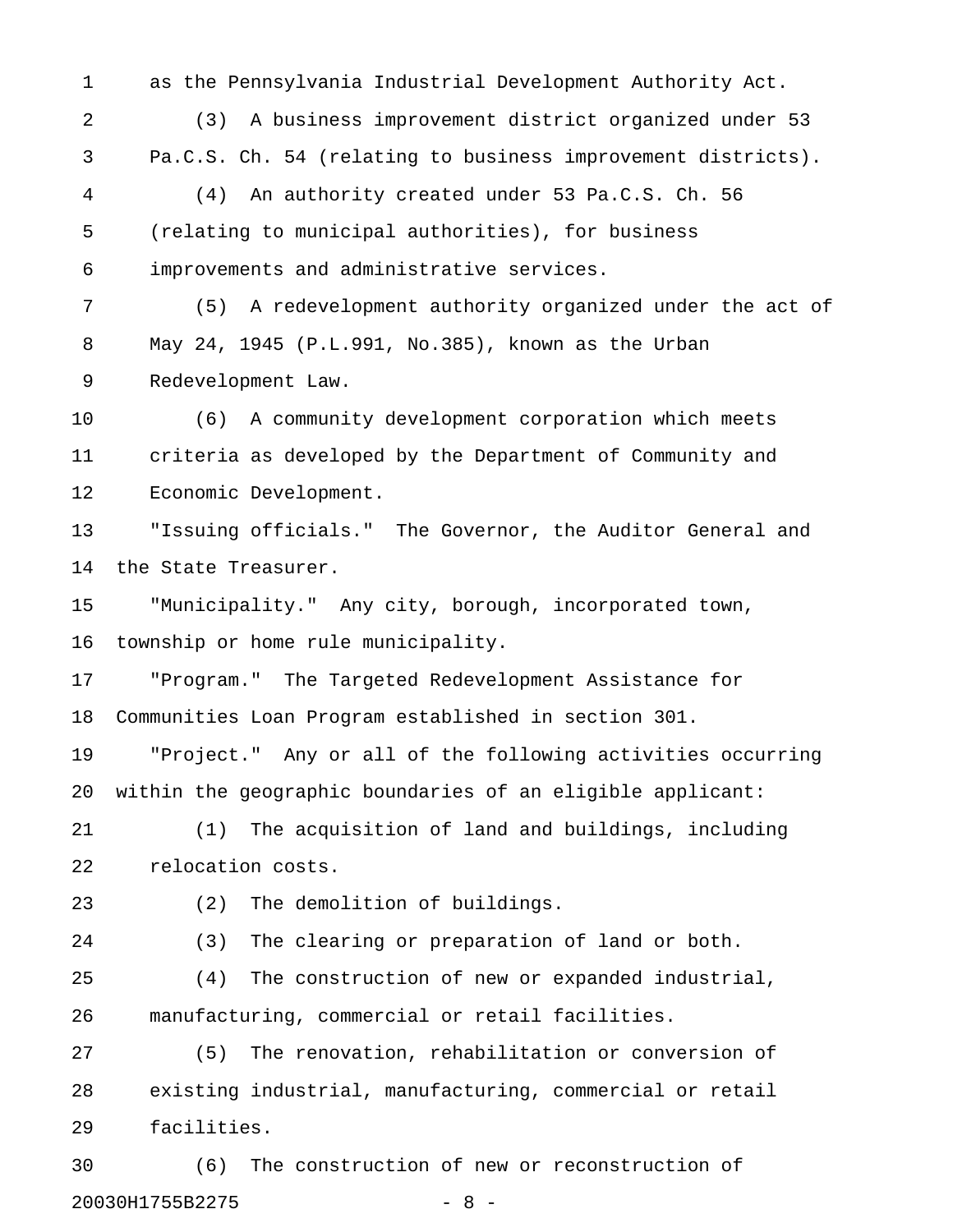as the Pennsylvania Industrial Development Authority Act.

(3) A business improvement district organized under 53 Pa.C.S. Ch. 54 (relating to business improvement districts).

(4) An authority created under 53 Pa.C.S. Ch. 56 (relating to municipal authorities), for business improvements and administrative services.

(5) A redevelopment authority organized under the act of May 24, 1945 (P.L.991, No.385), known as the Urban Redevelopment Law.

(6) A community development corporation which meets criteria as developed by the Department of Community and Economic Development.

"Issuing officials." The Governor, the Auditor General and the State Treasurer.

"Municipality." Any city, borough, incorporated town, township or home rule municipality.

"Program." The Targeted Redevelopment Assistance for Communities Loan Program established in section 301.

"Project." Any or all of the following activities occurring within the geographic boundaries of an eligible applicant:

(1) The acquisition of land and buildings, including relocation costs.

(2) The demolition of buildings.

(3) The clearing or preparation of land or both.

(4) The construction of new or expanded industrial, manufacturing, commercial or retail facilities.

(5) The renovation, rehabilitation or conversion of existing industrial, manufacturing, commercial or retail facilities.

(6) The construction of new or reconstruction of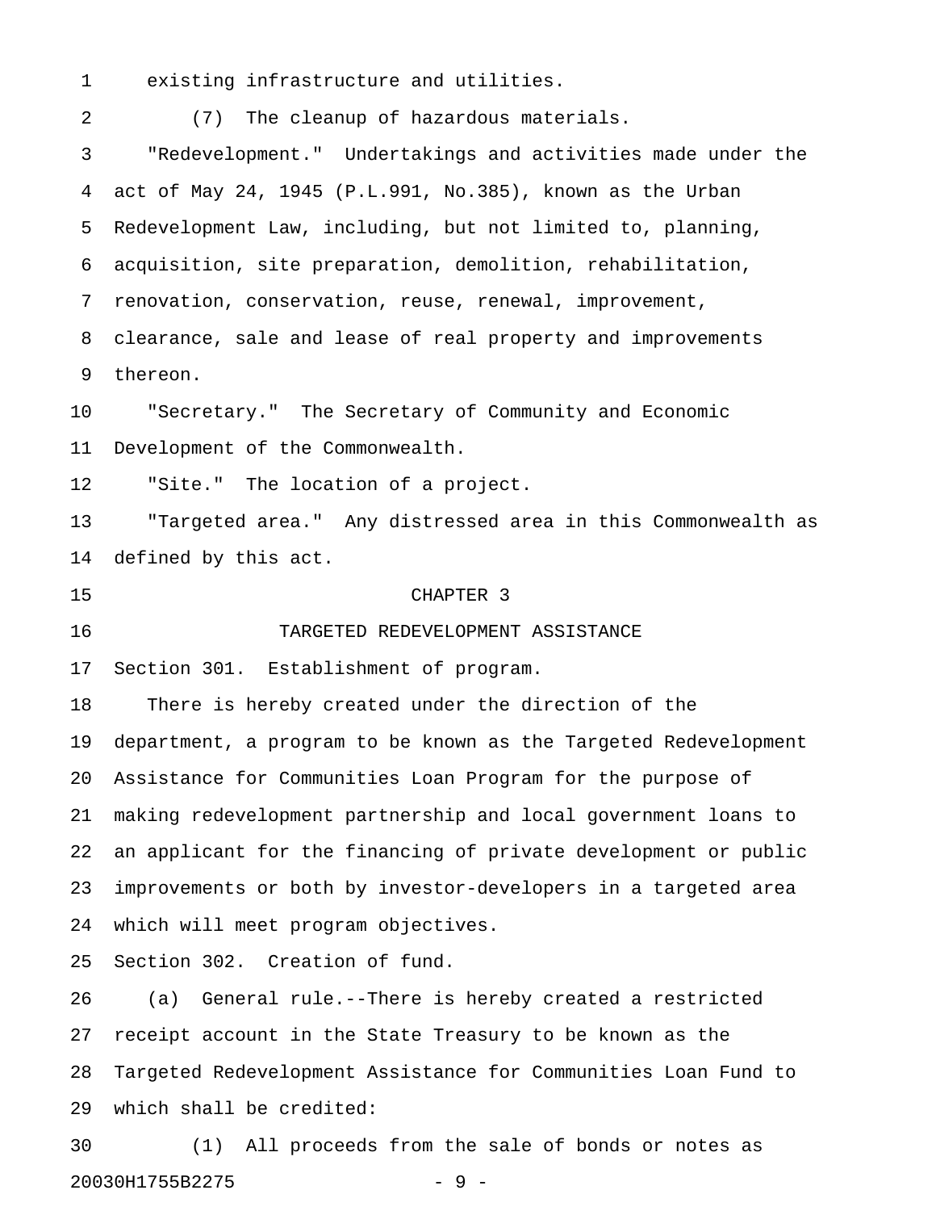existing infrastructure and utilities.

(7) The cleanup of hazardous materials.

"Redevelopment." Undertakings and activities made under the act of May 24, 1945 (P.L.991, No.385), known as the Urban Redevelopment Law, including, but not limited to, planning, acquisition, site preparation, demolition, rehabilitation, renovation, conservation, reuse, renewal, improvement, clearance, sale and lease of real property and improvements thereon.

"Secretary." The Secretary of Community and Economic Development of the Commonwealth.

"Site." The location of a project.

"Targeted area." Any distressed area in this Commonwealth as defined by this act.

## CHAPTER 3

## TARGETED REDEVELOPMENT ASSISTANCE

Section 301. Establishment of program.

There is hereby created under the direction of the department, a program to be known as the Targeted Redevelopment Assistance for Communities Loan Program for the purpose of making redevelopment partnership and local government loans to an applicant for the financing of private development or public improvements or both by investor-developers in a targeted area which will meet program objectives.

Section 302. Creation of fund.

(a) General rule.--There is hereby created a restricted receipt account in the State Treasury to be known as the Targeted Redevelopment Assistance for Communities Loan Fund to which shall be credited:

(1) All proceeds from the sale of bonds or notes as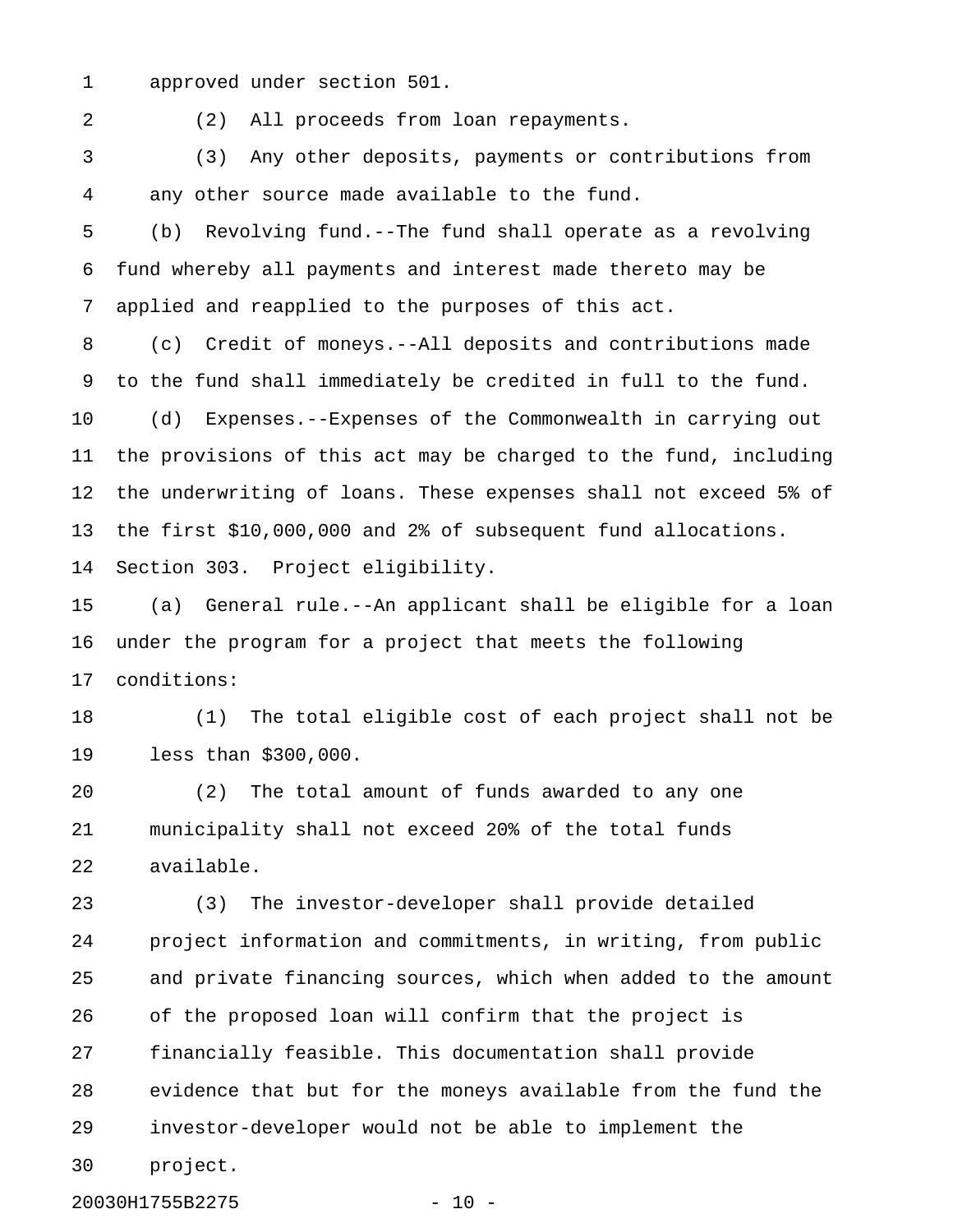approved under section 501.

(2) All proceeds from loan repayments.

(3) Any other deposits, payments or contributions from any other source made available to the fund.

(b) Revolving fund.--The fund shall operate as a revolving fund whereby all payments and interest made thereto may be applied and reapplied to the purposes of this act.

(c) Credit of moneys.--All deposits and contributions made to the fund shall immediately be credited in full to the fund.

(d) Expenses.--Expenses of the Commonwealth in carrying out the provisions of this act may be charged to the fund, including the underwriting of loans. These expenses shall not exceed 5% of the first $10,000,000 and 2% of subsequent fund allocations.

Section 303. Project eligibility.

(a) General rule.--An applicant shall be eligible for a loan under the program for a project that meets the following conditions:

(1) The total eligible cost of each project shall not be less than $300,000.

(2) The total amount of funds awarded to any one municipality shall not exceed 20% of the total funds available.

(3) The investor-developer shall provide detailed project information and commitments, in writing, from public and private financing sources, which when added to the amount of the proposed loan will confirm that the project is financially feasible. This documentation shall provide evidence that but for the moneys available from the fund the investor-developer would not be able to implement the project.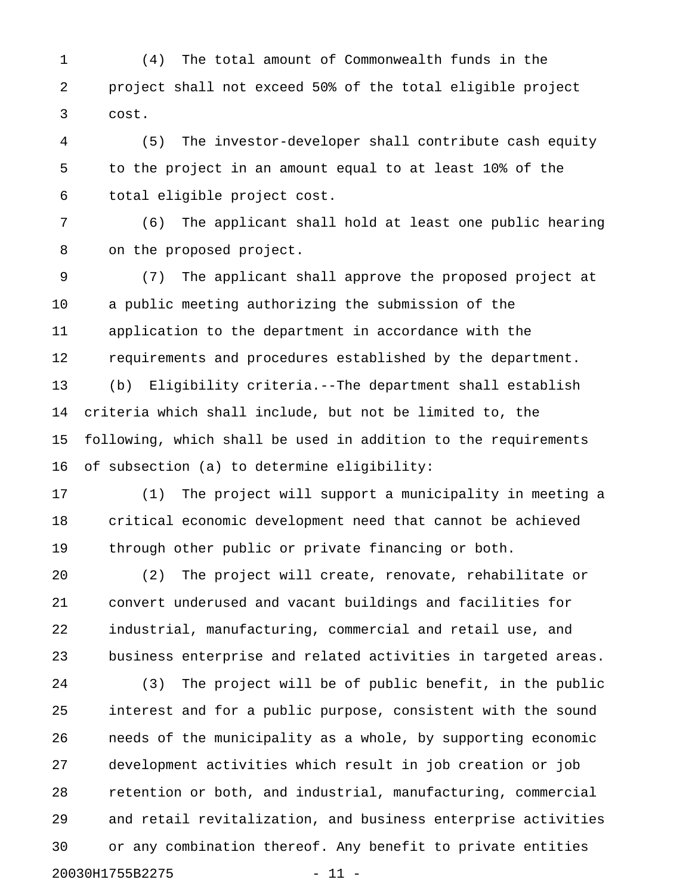(4) The total amount of Commonwealth funds in the project shall not exceed 50% of the total eligible project cost.

(5) The investor-developer shall contribute cash equity to the project in an amount equal to at least 10% of the total eligible project cost.

(6) The applicant shall hold at least one public hearing on the proposed project.

(7) The applicant shall approve the proposed project at a public meeting authorizing the submission of the application to the department in accordance with the requirements and procedures established by the department.

(b) Eligibility criteria.--The department shall establish criteria which shall include, but not be limited to, the following, which shall be used in addition to the requirements of subsection (a) to determine eligibility:

(1) The project will support a municipality in meeting a critical economic development need that cannot be achieved through other public or private financing or both.

(2) The project will create, renovate, rehabilitate or convert underused and vacant buildings and facilities for industrial, manufacturing, commercial and retail use, and business enterprise and related activities in targeted areas.

(3) The project will be of public benefit, in the public interest and for a public purpose, consistent with the sound needs of the municipality as a whole, by supporting economic development activities which result in job creation or job retention or both, and industrial, manufacturing, commercial and retail revitalization, and business enterprise activities or any combination thereof. Any benefit to private entities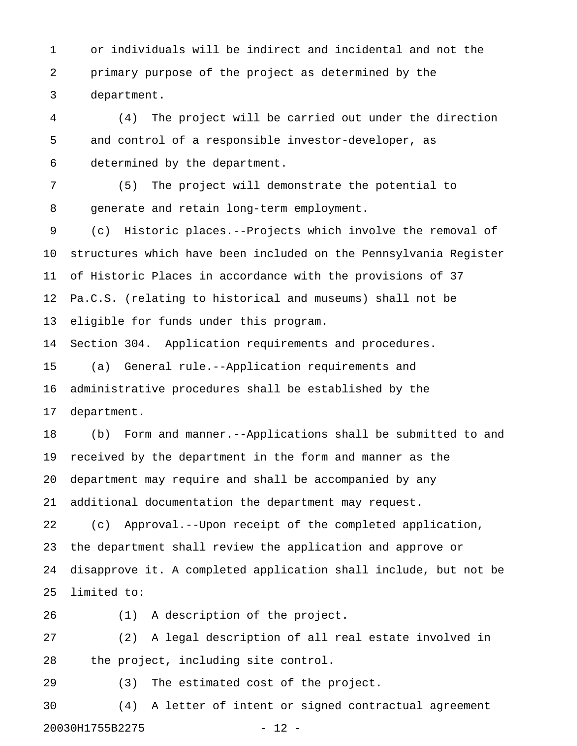or individuals will be indirect and incidental and not the primary purpose of the project as determined by the department.

(4) The project will be carried out under the direction and control of a responsible investor-developer, as determined by the department.

(5) The project will demonstrate the potential to generate and retain long-term employment.

(c) Historic places.--Projects which involve the removal of structures which have been included on the Pennsylvania Register of Historic Places in accordance with the provisions of 37 Pa.C.S. (relating to historical and museums) shall not be eligible for funds under this program.

Section 304. Application requirements and procedures.

(a) General rule.--Application requirements and administrative procedures shall be established by the department.

(b) Form and manner.--Applications shall be submitted to and received by the department in the form and manner as the department may require and shall be accompanied by any additional documentation the department may request.

(c) Approval.--Upon receipt of the completed application, the department shall review the application and approve or disapprove it. A completed application shall include, but not be limited to:

(1) A description of the project.

(2) A legal description of all real estate involved in the project, including site control.

(3) The estimated cost of the project.

(4) A letter of intent or signed contractual agreement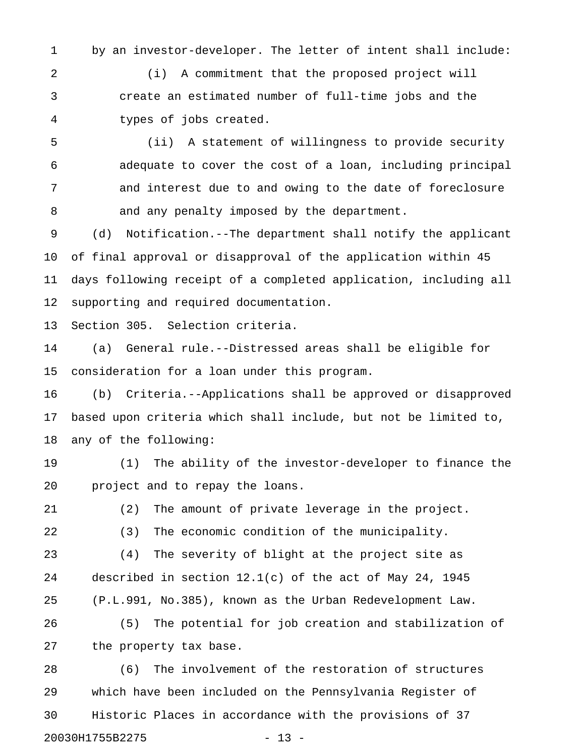by an investor-developer. The letter of intent shall include:

(i) A commitment that the proposed project will create an estimated number of full-time jobs and the types of jobs created.

(ii) A statement of willingness to provide security adequate to cover the cost of a loan, including principal and interest due to and owing to the date of foreclosure and any penalty imposed by the department.

(d) Notification.--The department shall notify the applicant of final approval or disapproval of the application within 45 days following receipt of a completed application, including all supporting and required documentation.

Section 305. Selection criteria.

(a) General rule.--Distressed areas shall be eligible for consideration for a loan under this program.

(b) Criteria.--Applications shall be approved or disapproved based upon criteria which shall include, but not be limited to, any of the following:

(1) The ability of the investor-developer to finance the project and to repay the loans.

(2) The amount of private leverage in the project.

(3) The economic condition of the municipality.

(4) The severity of blight at the project site as described in section 12.1(c) of the act of May 24, 1945 (P.L.991, No.385), known as the Urban Redevelopment Law.

(5) The potential for job creation and stabilization of the property tax base.

(6) The involvement of the restoration of structures which have been included on the Pennsylvania Register of Historic Places in accordance with the provisions of 37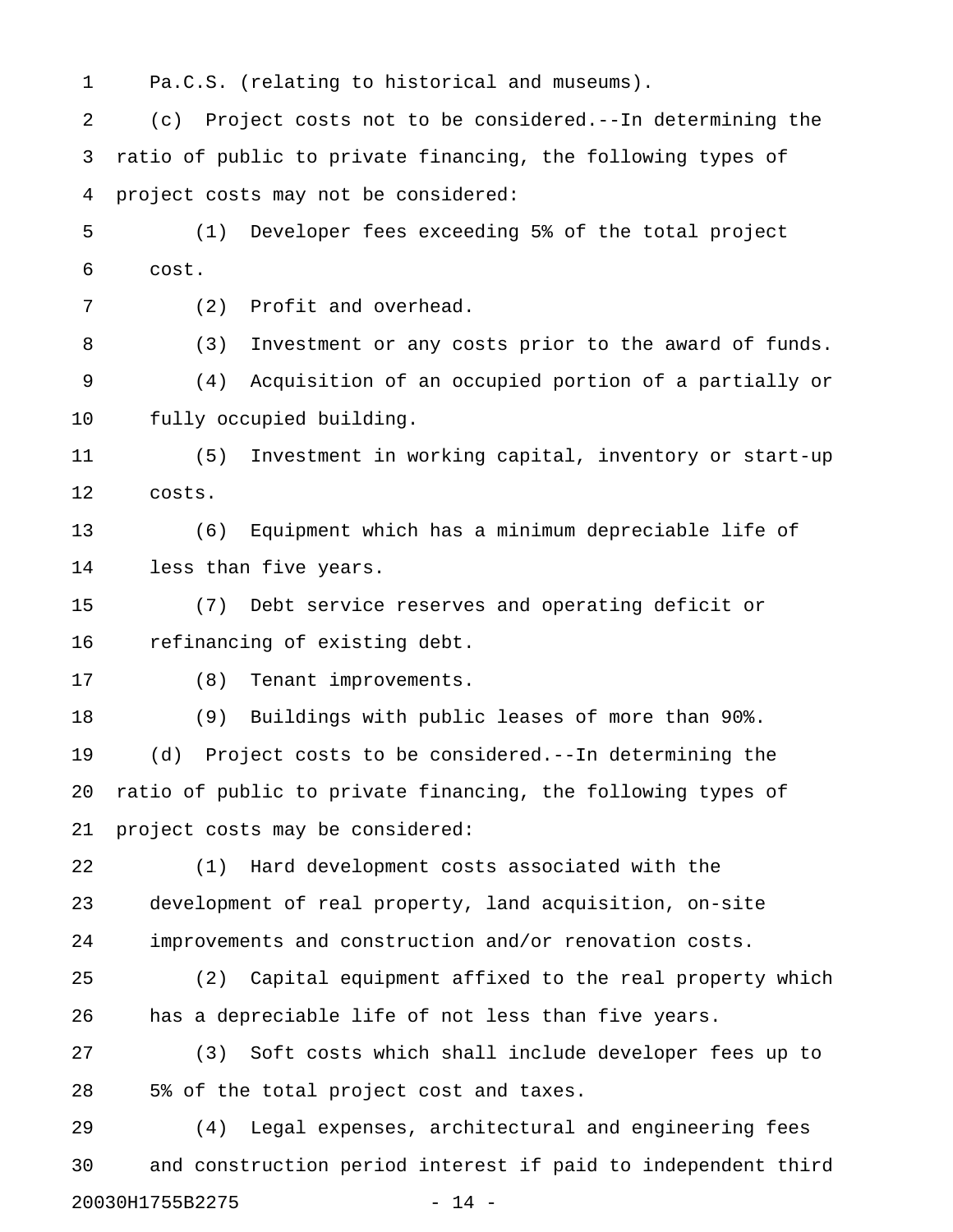Pa.C.S. (relating to historical and museums).

(c) Project costs not to be considered.--In determining the ratio of public to private financing, the following types of project costs may not be considered:

(1) Developer fees exceeding 5% of the total project cost.

(2) Profit and overhead.

(3) Investment or any costs prior to the award of funds.

(4) Acquisition of an occupied portion of a partially or fully occupied building.

(5) Investment in working capital, inventory or start-up costs.

(6) Equipment which has a minimum depreciable life of less than five years.

(7) Debt service reserves and operating deficit or refinancing of existing debt.

(8) Tenant improvements.

(9) Buildings with public leases of more than 90%.

(d) Project costs to be considered.--In determining the ratio of public to private financing, the following types of project costs may be considered:

(1) Hard development costs associated with the development of real property, land acquisition, on-site improvements and construction and/or renovation costs.

(2) Capital equipment affixed to the real property which has a depreciable life of not less than five years.

(3) Soft costs which shall include developer fees up to 5% of the total project cost and taxes.

(4) Legal expenses, architectural and engineering fees and construction period interest if paid to independent third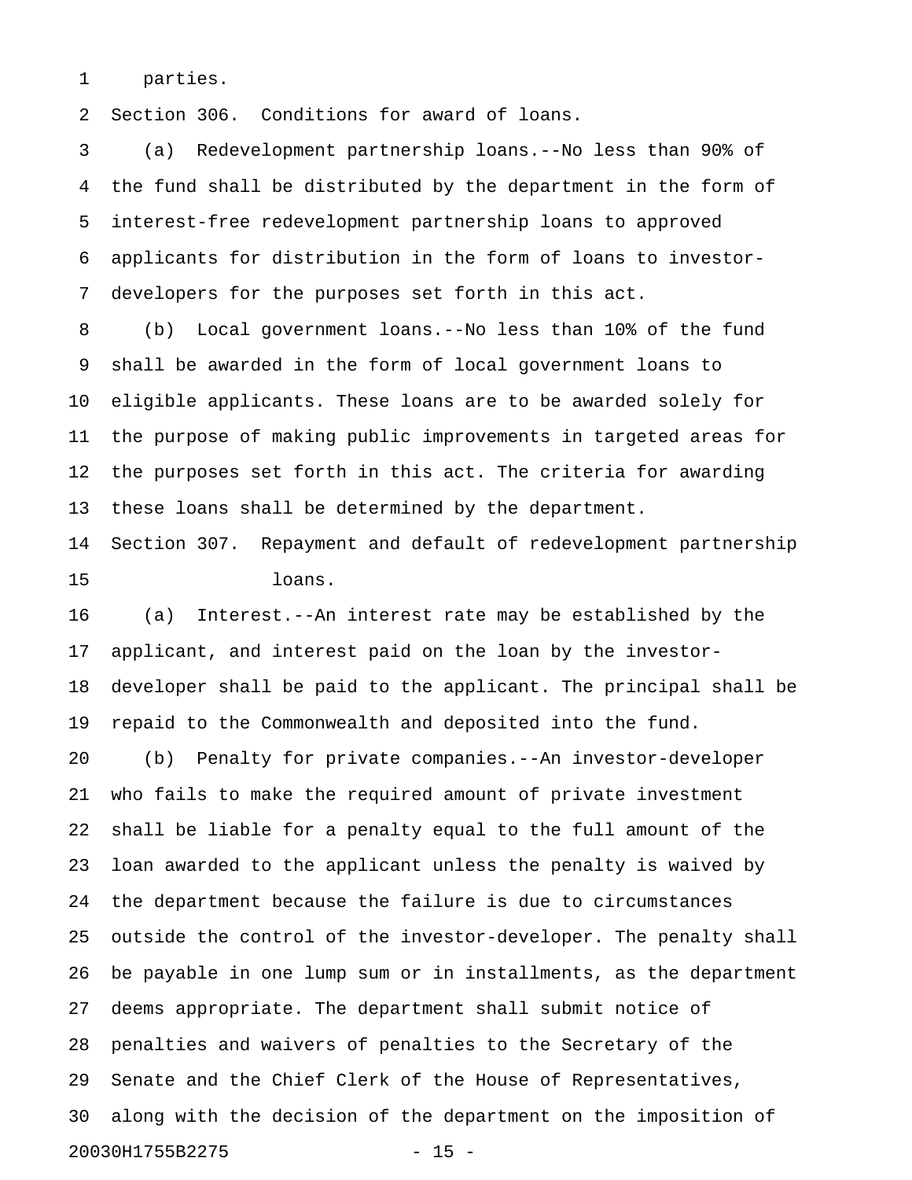parties.

Section 306. Conditions for award of loans.

(a) Redevelopment partnership loans.--No less than 90% of the fund shall be distributed by the department in the form of interest-free redevelopment partnership loans to approved applicants for distribution in the form of loans to investor-developers for the purposes set forth in this act.

(b) Local government loans.--No less than 10% of the fund shall be awarded in the form of local government loans to eligible applicants. These loans are to be awarded solely for the purpose of making public improvements in targeted areas for the purposes set forth in this act. The criteria for awarding these loans shall be determined by the department.

Section 307. Repayment and default of redevelopment partnership loans.

(a) Interest.--An interest rate may be established by the applicant, and interest paid on the loan by the investor-developer shall be paid to the applicant. The principal shall be repaid to the Commonwealth and deposited into the fund.

(b) Penalty for private companies.--An investor-developer who fails to make the required amount of private investment shall be liable for a penalty equal to the full amount of the loan awarded to the applicant unless the penalty is waived by the department because the failure is due to circumstances outside the control of the investor-developer. The penalty shall be payable in one lump sum or in installments, as the department deems appropriate. The department shall submit notice of penalties and waivers of penalties to the Secretary of the Senate and the Chief Clerk of the House of Representatives, along with the decision of the department on the imposition of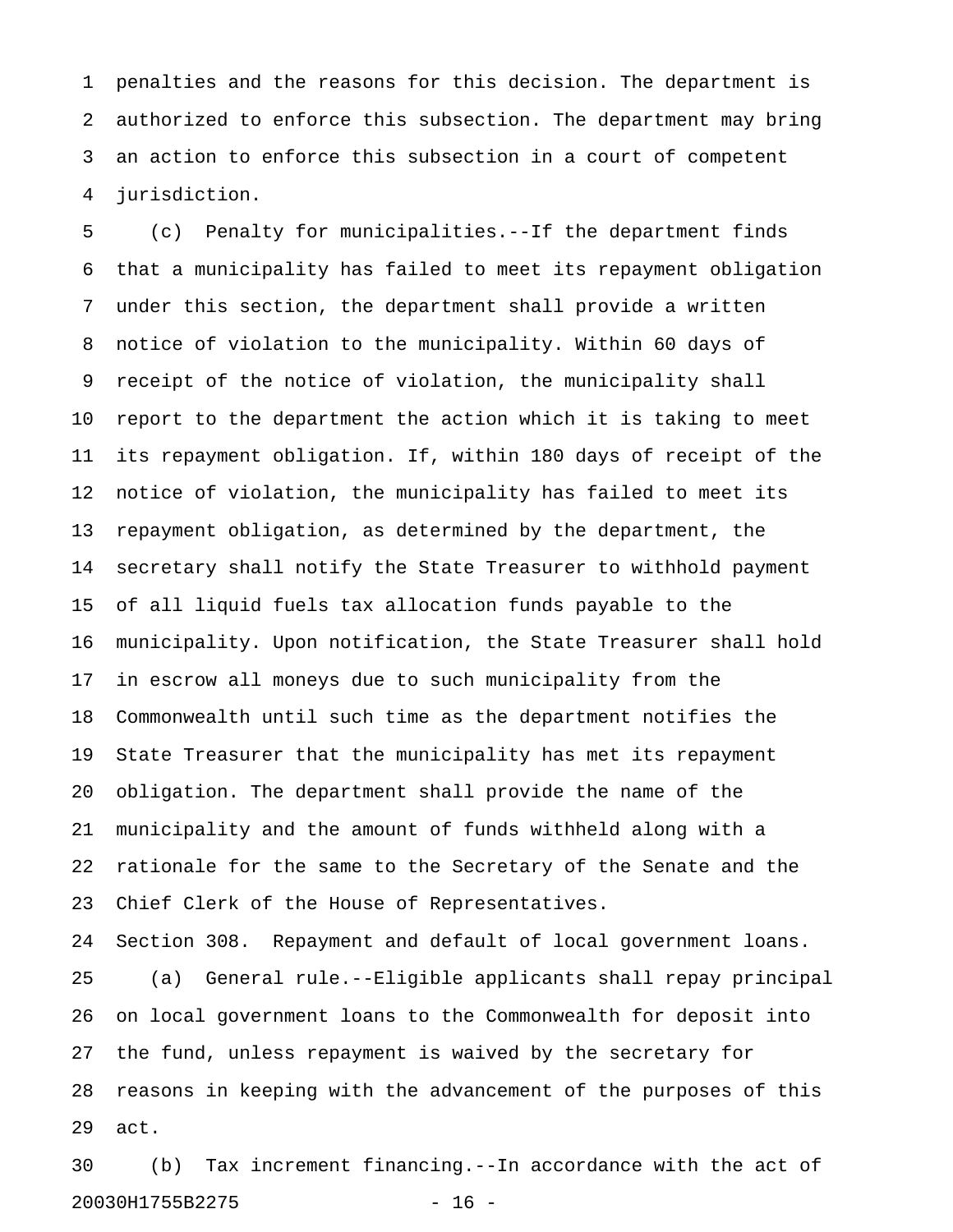penalties and the reasons for this decision. The department is authorized to enforce this subsection. The department may bring an action to enforce this subsection in a court of competent jurisdiction.

(c) Penalty for municipalities.--If the department finds that a municipality has failed to meet its repayment obligation under this section, the department shall provide a written notice of violation to the municipality. Within 60 days of receipt of the notice of violation, the municipality shall report to the department the action which it is taking to meet its repayment obligation. If, within 180 days of receipt of the notice of violation, the municipality has failed to meet its repayment obligation, as determined by the department, the secretary shall notify the State Treasurer to withhold payment of all liquid fuels tax allocation funds payable to the municipality. Upon notification, the State Treasurer shall hold in escrow all moneys due to such municipality from the Commonwealth until such time as the department notifies the State Treasurer that the municipality has met its repayment obligation. The department shall provide the name of the municipality and the amount of funds withheld along with a rationale for the same to the Secretary of the Senate and the Chief Clerk of the House of Representatives.

Section 308. Repayment and default of local government loans.

(a) General rule.--Eligible applicants shall repay principal on local government loans to the Commonwealth for deposit into the fund, unless repayment is waived by the secretary for reasons in keeping with the advancement of the purposes of this act.

(b) Tax increment financing.--In accordance with the act of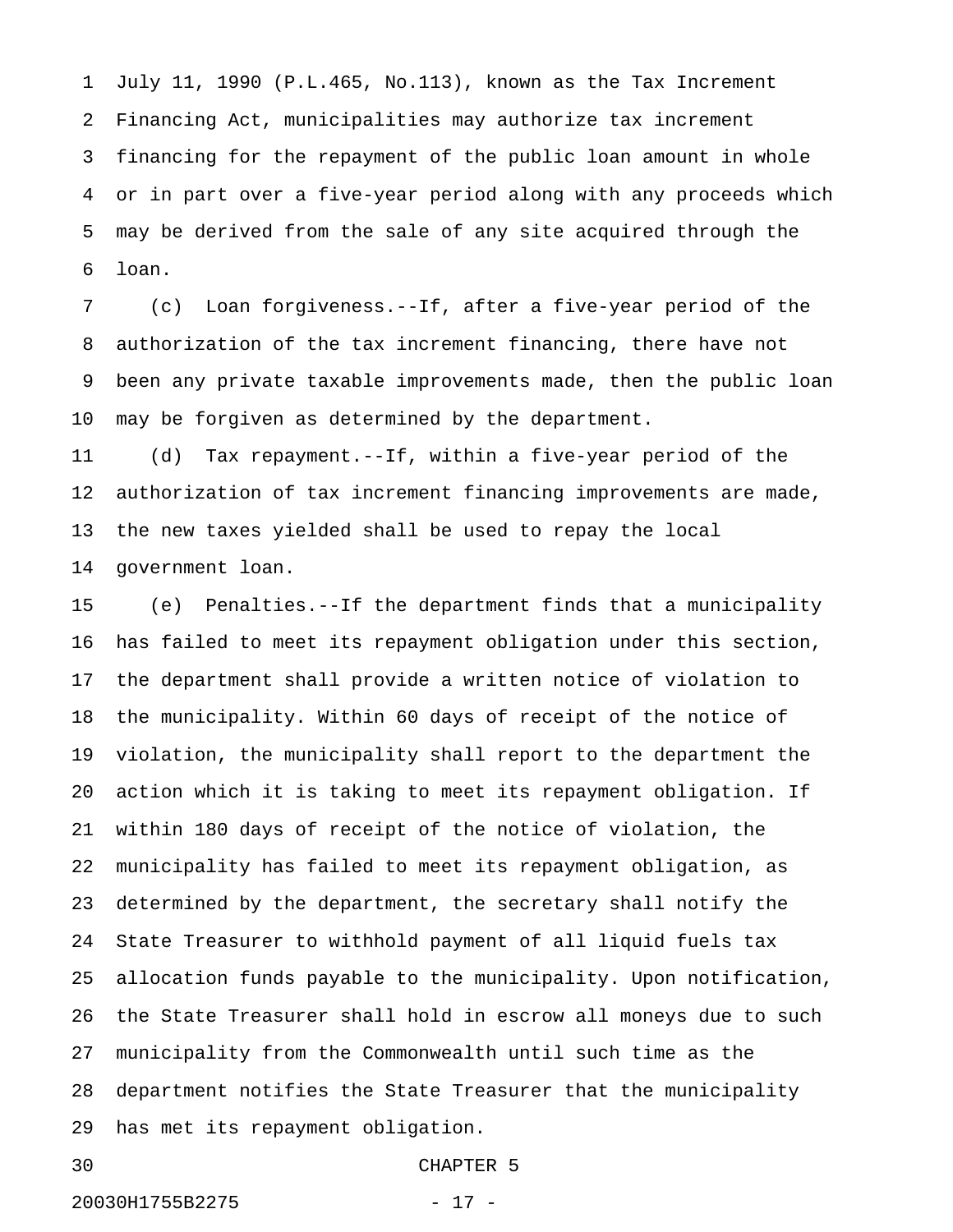July 11, 1990 (P.L.465, No.113), known as the Tax Increment Financing Act, municipalities may authorize tax increment financing for the repayment of the public loan amount in whole or in part over a five-year period along with any proceeds which may be derived from the sale of any site acquired through the loan.

(c) Loan forgiveness.--If, after a five-year period of the authorization of the tax increment financing, there have not been any private taxable improvements made, then the public loan may be forgiven as determined by the department.

(d) Tax repayment.--If, within a five-year period of the authorization of tax increment financing improvements are made, the new taxes yielded shall be used to repay the local government loan.

(e) Penalties.--If the department finds that a municipality has failed to meet its repayment obligation under this section, the department shall provide a written notice of violation to the municipality. Within 60 days of receipt of the notice of violation, the municipality shall report to the department the action which it is taking to meet its repayment obligation. If within 180 days of receipt of the notice of violation, the municipality has failed to meet its repayment obligation, as determined by the department, the secretary shall notify the State Treasurer to withhold payment of all liquid fuels tax allocation funds payable to the municipality. Upon notification, the State Treasurer shall hold in escrow all moneys due to such municipality from the Commonwealth until such time as the department notifies the State Treasurer that the municipality has met its repayment obligation.

## CHAPTER 5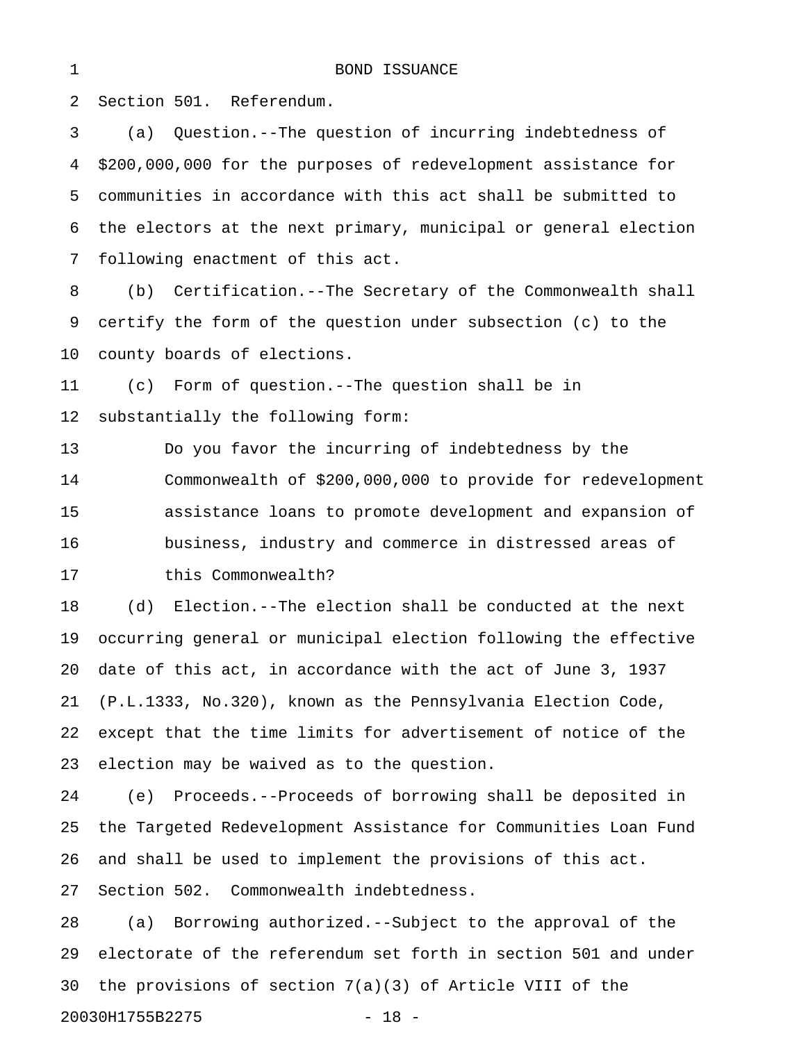BOND ISSUANCE

Section 501. Referendum.

(a) Question.--The question of incurring indebtedness of $200,000,000 for the purposes of redevelopment assistance for communities in accordance with this act shall be submitted to the electors at the next primary, municipal or general election following enactment of this act.

(b) Certification.--The Secretary of the Commonwealth shall certify the form of the question under subsection (c) to the county boards of elections.

(c) Form of question.--The question shall be in substantially the following form:

> Do you favor the incurring of indebtedness by the Commonwealth of $200,000,000 to provide for redevelopment assistance loans to promote development and expansion of business, industry and commerce in distressed areas of this Commonwealth?

(d) Election.--The election shall be conducted at the next occurring general or municipal election following the effective date of this act, in accordance with the act of June 3, 1937 (P.L.1333, No.320), known as the Pennsylvania Election Code, except that the time limits for advertisement of notice of the election may be waived as to the question.

(e) Proceeds.--Proceeds of borrowing shall be deposited in the Targeted Redevelopment Assistance for Communities Loan Fund and shall be used to implement the provisions of this act.

Section 502. Commonwealth indebtedness.

(a) Borrowing authorized.--Subject to the approval of the electorate of the referendum set forth in section 501 and under the provisions of section 7(a)(3) of Article VIII of the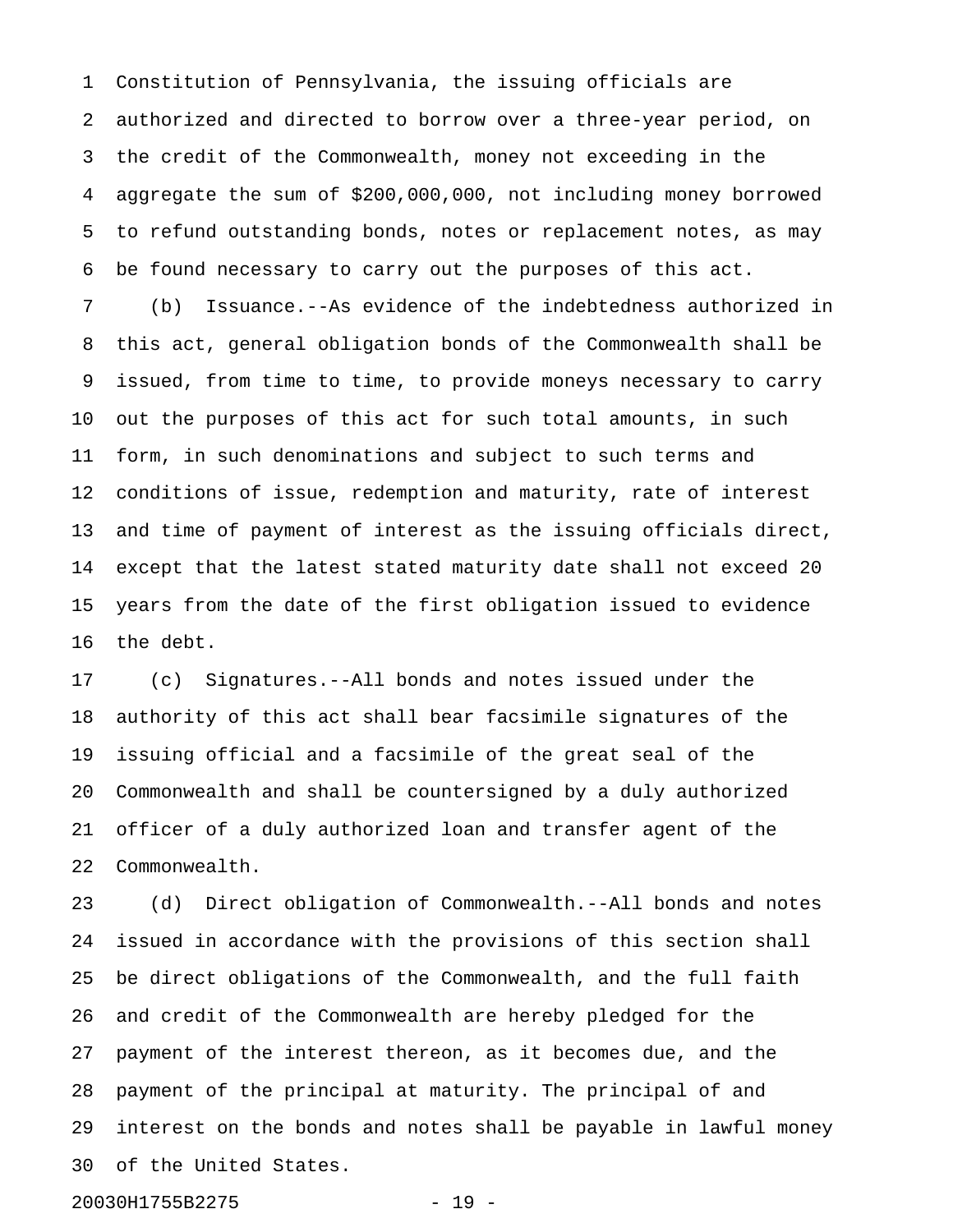Constitution of Pennsylvania, the issuing officials are authorized and directed to borrow over a three-year period, on the credit of the Commonwealth, money not exceeding in the aggregate the sum of $200,000,000, not including money borrowed to refund outstanding bonds, notes or replacement notes, as may be found necessary to carry out the purposes of this act.

(b) Issuance.--As evidence of the indebtedness authorized in this act, general obligation bonds of the Commonwealth shall be issued, from time to time, to provide moneys necessary to carry out the purposes of this act for such total amounts, in such form, in such denominations and subject to such terms and conditions of issue, redemption and maturity, rate of interest and time of payment of interest as the issuing officials direct, except that the latest stated maturity date shall not exceed 20 years from the date of the first obligation issued to evidence the debt.

(c) Signatures.--All bonds and notes issued under the authority of this act shall bear facsimile signatures of the issuing official and a facsimile of the great seal of the Commonwealth and shall be countersigned by a duly authorized officer of a duly authorized loan and transfer agent of the Commonwealth.

(d) Direct obligation of Commonwealth.--All bonds and notes issued in accordance with the provisions of this section shall be direct obligations of the Commonwealth, and the full faith and credit of the Commonwealth are hereby pledged for the payment of the interest thereon, as it becomes due, and the payment of the principal at maturity. The principal of and interest on the bonds and notes shall be payable in lawful money of the United States.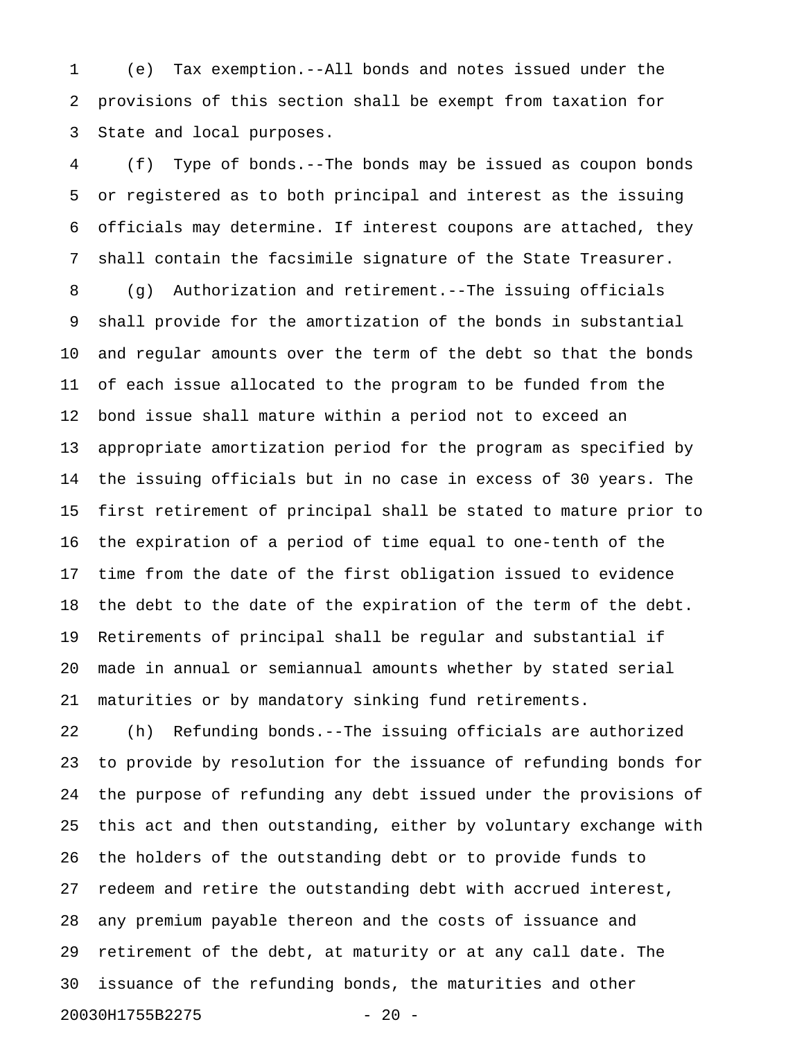(e) Tax exemption.--All bonds and notes issued under the provisions of this section shall be exempt from taxation for State and local purposes.

(f) Type of bonds.--The bonds may be issued as coupon bonds or registered as to both principal and interest as the issuing officials may determine. If interest coupons are attached, they shall contain the facsimile signature of the State Treasurer.

(g) Authorization and retirement.--The issuing officials shall provide for the amortization of the bonds in substantial and regular amounts over the term of the debt so that the bonds of each issue allocated to the program to be funded from the bond issue shall mature within a period not to exceed an appropriate amortization period for the program as specified by the issuing officials but in no case in excess of 30 years. The first retirement of principal shall be stated to mature prior to the expiration of a period of time equal to one-tenth of the time from the date of the first obligation issued to evidence the debt to the date of the expiration of the term of the debt. Retirements of principal shall be regular and substantial if made in annual or semiannual amounts whether by stated serial maturities or by mandatory sinking fund retirements.

(h) Refunding bonds.--The issuing officials are authorized to provide by resolution for the issuance of refunding bonds for the purpose of refunding any debt issued under the provisions of this act and then outstanding, either by voluntary exchange with the holders of the outstanding debt or to provide funds to redeem and retire the outstanding debt with accrued interest, any premium payable thereon and the costs of issuance and retirement of the debt, at maturity or at any call date. The issuance of the refunding bonds, the maturities and other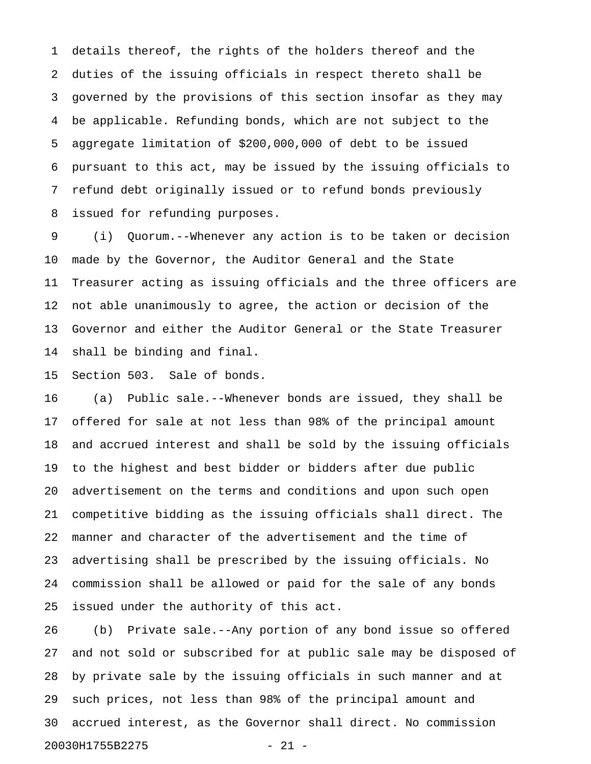details thereof, the rights of the holders thereof and the duties of the issuing officials in respect thereto shall be governed by the provisions of this section insofar as they may be applicable. Refunding bonds, which are not subject to the aggregate limitation of $200,000,000 of debt to be issued pursuant to this act, may be issued by the issuing officials to refund debt originally issued or to refund bonds previously issued for refunding purposes.

(i) Quorum.--Whenever any action is to be taken or decision made by the Governor, the Auditor General and the State Treasurer acting as issuing officials and the three officers are not able unanimously to agree, the action or decision of the Governor and either the Auditor General or the State Treasurer shall be binding and final.

Section 503. Sale of bonds.

(a) Public sale.--Whenever bonds are issued, they shall be offered for sale at not less than 98% of the principal amount and accrued interest and shall be sold by the issuing officials to the highest and best bidder or bidders after due public advertisement on the terms and conditions and upon such open competitive bidding as the issuing officials shall direct. The manner and character of the advertisement and the time of advertising shall be prescribed by the issuing officials. No commission shall be allowed or paid for the sale of any bonds issued under the authority of this act.

(b) Private sale.--Any portion of any bond issue so offered and not sold or subscribed for at public sale may be disposed of by private sale by the issuing officials in such manner and at such prices, not less than 98% of the principal amount and accrued interest, as the Governor shall direct. No commission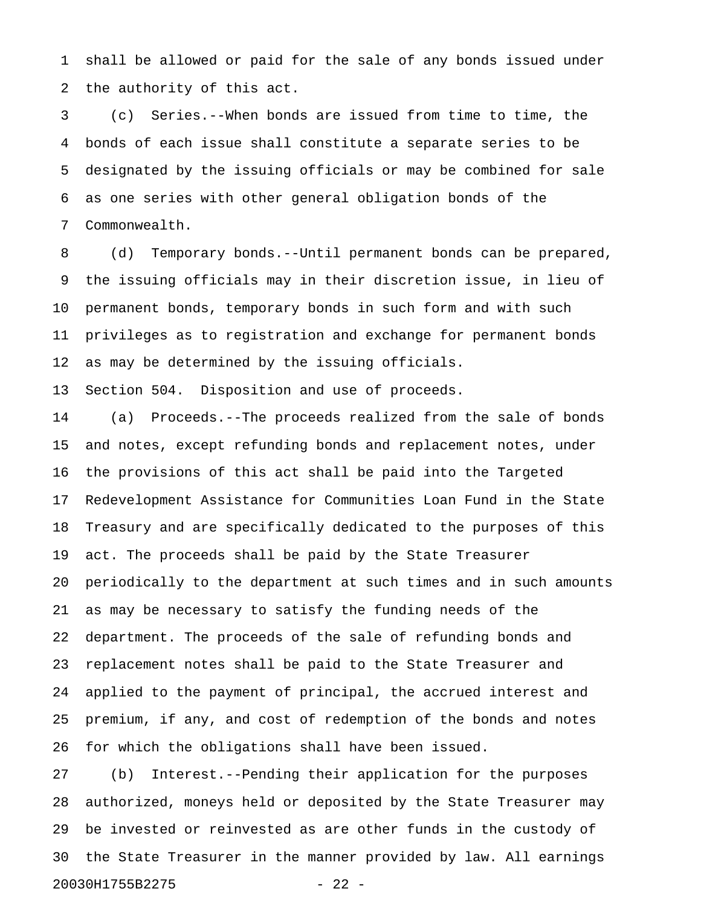shall be allowed or paid for the sale of any bonds issued under the authority of this act.

(c) Series.--When bonds are issued from time to time, the bonds of each issue shall constitute a separate series to be designated by the issuing officials or may be combined for sale as one series with other general obligation bonds of the Commonwealth.

(d) Temporary bonds.--Until permanent bonds can be prepared, the issuing officials may in their discretion issue, in lieu of permanent bonds, temporary bonds in such form and with such privileges as to registration and exchange for permanent bonds as may be determined by the issuing officials.

Section 504. Disposition and use of proceeds.

(a) Proceeds.--The proceeds realized from the sale of bonds and notes, except refunding bonds and replacement notes, under the provisions of this act shall be paid into the Targeted Redevelopment Assistance for Communities Loan Fund in the State Treasury and are specifically dedicated to the purposes of this act. The proceeds shall be paid by the State Treasurer periodically to the department at such times and in such amounts as may be necessary to satisfy the funding needs of the department. The proceeds of the sale of refunding bonds and replacement notes shall be paid to the State Treasurer and applied to the payment of principal, the accrued interest and premium, if any, and cost of redemption of the bonds and notes for which the obligations shall have been issued.

(b) Interest.--Pending their application for the purposes authorized, moneys held or deposited by the State Treasurer may be invested or reinvested as are other funds in the custody of the State Treasurer in the manner provided by law. All earnings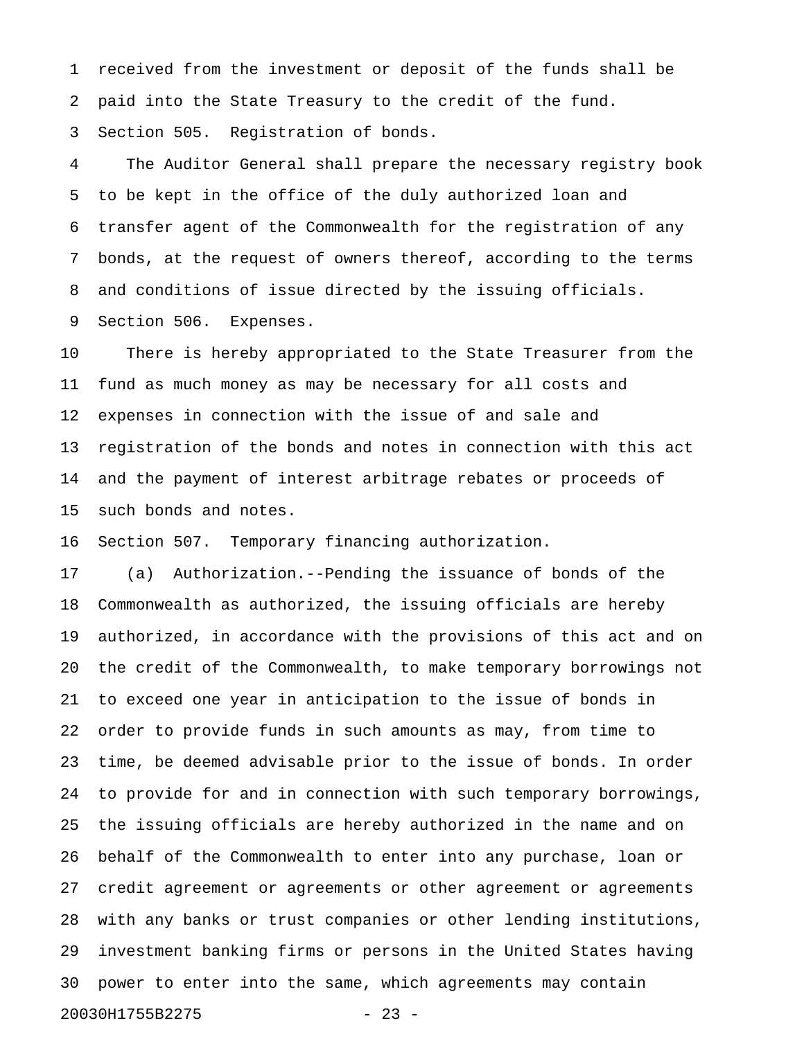received from the investment or deposit of the funds shall be paid into the State Treasury to the credit of the fund.

Section 505. Registration of bonds.

The Auditor General shall prepare the necessary registry book to be kept in the office of the duly authorized loan and transfer agent of the Commonwealth for the registration of any bonds, at the request of owners thereof, according to the terms and conditions of issue directed by the issuing officials.

Section 506. Expenses.

There is hereby appropriated to the State Treasurer from the fund as much money as may be necessary for all costs and expenses in connection with the issue of and sale and registration of the bonds and notes in connection with this act and the payment of interest arbitrage rebates or proceeds of such bonds and notes.

Section 507. Temporary financing authorization.

(a) Authorization.--Pending the issuance of bonds of the Commonwealth as authorized, the issuing officials are hereby authorized, in accordance with the provisions of this act and on the credit of the Commonwealth, to make temporary borrowings not to exceed one year in anticipation to the issue of bonds in order to provide funds in such amounts as may, from time to time, be deemed advisable prior to the issue of bonds. In order to provide for and in connection with such temporary borrowings, the issuing officials are hereby authorized in the name and on behalf of the Commonwealth to enter into any purchase, loan or credit agreement or agreements or other agreement or agreements with any banks or trust companies or other lending institutions, investment banking firms or persons in the United States having power to enter into the same, which agreements may contain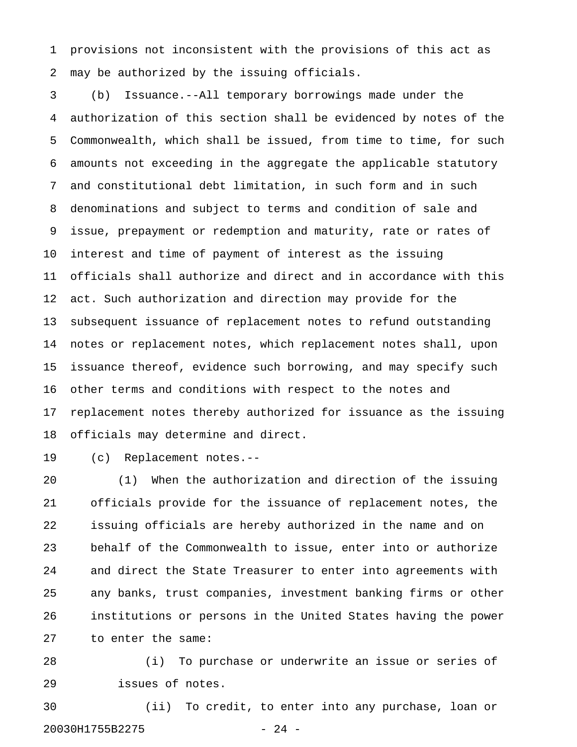provisions not inconsistent with the provisions of this act as may be authorized by the issuing officials.

(b) Issuance.--All temporary borrowings made under the authorization of this section shall be evidenced by notes of the Commonwealth, which shall be issued, from time to time, for such amounts not exceeding in the aggregate the applicable statutory and constitutional debt limitation, in such form and in such denominations and subject to terms and condition of sale and issue, prepayment or redemption and maturity, rate or rates of interest and time of payment of interest as the issuing officials shall authorize and direct and in accordance with this act. Such authorization and direction may provide for the subsequent issuance of replacement notes to refund outstanding notes or replacement notes, which replacement notes shall, upon issuance thereof, evidence such borrowing, and may specify such other terms and conditions with respect to the notes and replacement notes thereby authorized for issuance as the issuing officials may determine and direct.

(c) Replacement notes.--

(1) When the authorization and direction of the issuing officials provide for the issuance of replacement notes, the issuing officials are hereby authorized in the name and on behalf of the Commonwealth to issue, enter into or authorize and direct the State Treasurer to enter into agreements with any banks, trust companies, investment banking firms or other institutions or persons in the United States having the power to enter the same:

(i) To purchase or underwrite an issue or series of issues of notes.

(ii) To credit, to enter into any purchase, loan or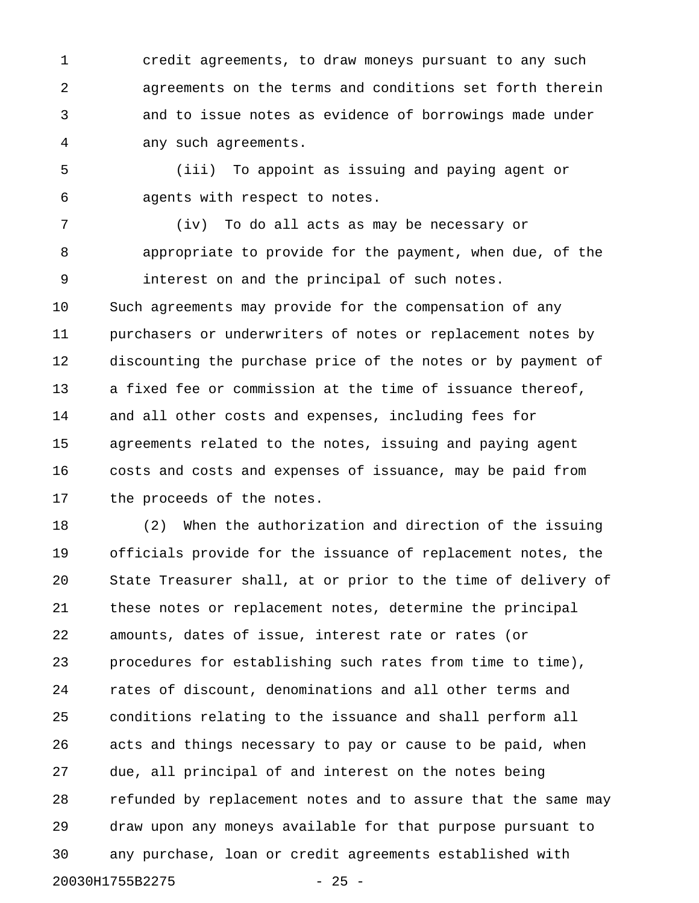credit agreements, to draw moneys pursuant to any such agreements on the terms and conditions set forth therein and to issue notes as evidence of borrowings made under any such agreements.

(iii) To appoint as issuing and paying agent or agents with respect to notes.

(iv) To do all acts as may be necessary or appropriate to provide for the payment, when due, of the interest on and the principal of such notes.

Such agreements may provide for the compensation of any purchasers or underwriters of notes or replacement notes by discounting the purchase price of the notes or by payment of a fixed fee or commission at the time of issuance thereof, and all other costs and expenses, including fees for agreements related to the notes, issuing and paying agent costs and costs and expenses of issuance, may be paid from the proceeds of the notes.

(2) When the authorization and direction of the issuing officials provide for the issuance of replacement notes, the State Treasurer shall, at or prior to the time of delivery of these notes or replacement notes, determine the principal amounts, dates of issue, interest rate or rates (or procedures for establishing such rates from time to time), rates of discount, denominations and all other terms and conditions relating to the issuance and shall perform all acts and things necessary to pay or cause to be paid, when due, all principal of and interest on the notes being refunded by replacement notes and to assure that the same may draw upon any moneys available for that purpose pursuant to any purchase, loan or credit agreements established with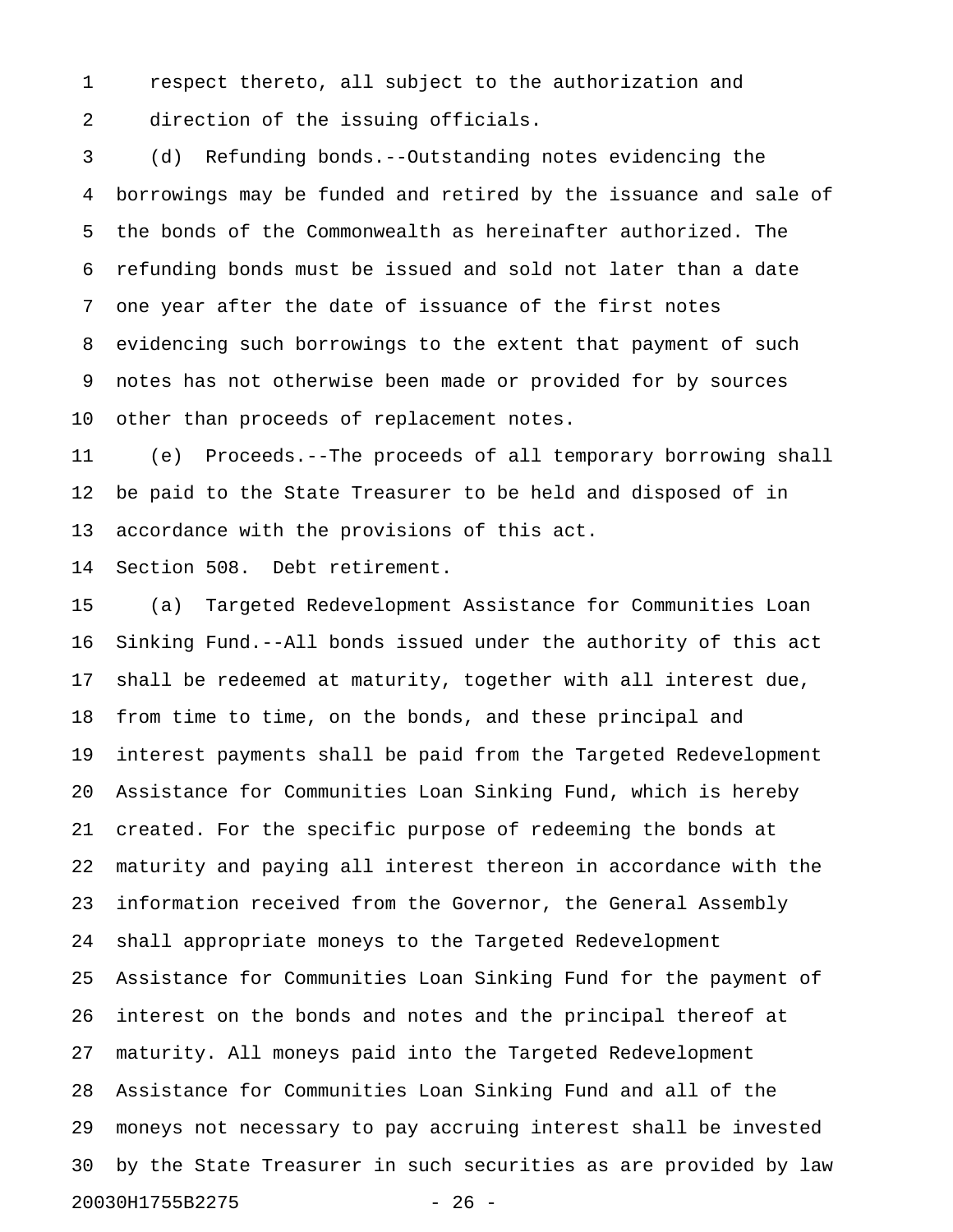respect thereto, all subject to the authorization and direction of the issuing officials.

(d) Refunding bonds.--Outstanding notes evidencing the borrowings may be funded and retired by the issuance and sale of the bonds of the Commonwealth as hereinafter authorized. The refunding bonds must be issued and sold not later than a date one year after the date of issuance of the first notes evidencing such borrowings to the extent that payment of such notes has not otherwise been made or provided for by sources other than proceeds of replacement notes.

(e) Proceeds.--The proceeds of all temporary borrowing shall be paid to the State Treasurer to be held and disposed of in accordance with the provisions of this act.

Section 508. Debt retirement.

(a) Targeted Redevelopment Assistance for Communities Loan Sinking Fund.--All bonds issued under the authority of this act shall be redeemed at maturity, together with all interest due, from time to time, on the bonds, and these principal and interest payments shall be paid from the Targeted Redevelopment Assistance for Communities Loan Sinking Fund, which is hereby created. For the specific purpose of redeeming the bonds at maturity and paying all interest thereon in accordance with the information received from the Governor, the General Assembly shall appropriate moneys to the Targeted Redevelopment Assistance for Communities Loan Sinking Fund for the payment of interest on the bonds and notes and the principal thereof at maturity. All moneys paid into the Targeted Redevelopment Assistance for Communities Loan Sinking Fund and all of the moneys not necessary to pay accruing interest shall be invested by the State Treasurer in such securities as are provided by law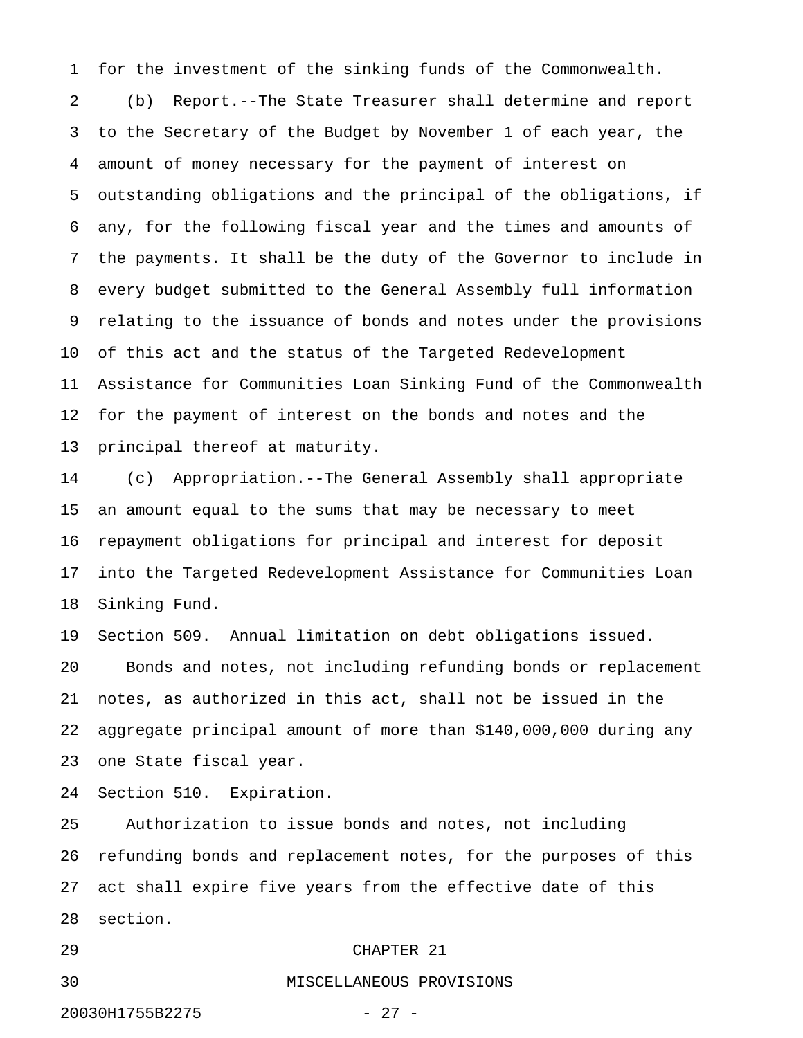for the investment of the sinking funds of the Commonwealth.

(b) Report.--The State Treasurer shall determine and report to the Secretary of the Budget by November 1 of each year, the amount of money necessary for the payment of interest on outstanding obligations and the principal of the obligations, if any, for the following fiscal year and the times and amounts of the payments. It shall be the duty of the Governor to include in every budget submitted to the General Assembly full information relating to the issuance of bonds and notes under the provisions of this act and the status of the Targeted Redevelopment Assistance for Communities Loan Sinking Fund of the Commonwealth for the payment of interest on the bonds and notes and the principal thereof at maturity.

(c) Appropriation.--The General Assembly shall appropriate an amount equal to the sums that may be necessary to meet repayment obligations for principal and interest for deposit into the Targeted Redevelopment Assistance for Communities Loan Sinking Fund.

Section 509. Annual limitation on debt obligations issued.

Bonds and notes, not including refunding bonds or replacement notes, as authorized in this act, shall not be issued in the aggregate principal amount of more than $140,000,000 during any one State fiscal year.

Section 510. Expiration.

Authorization to issue bonds and notes, not including refunding bonds and replacement notes, for the purposes of this act shall expire five years from the effective date of this section.

## CHAPTER 21

## MISCELLANEOUS PROVISIONS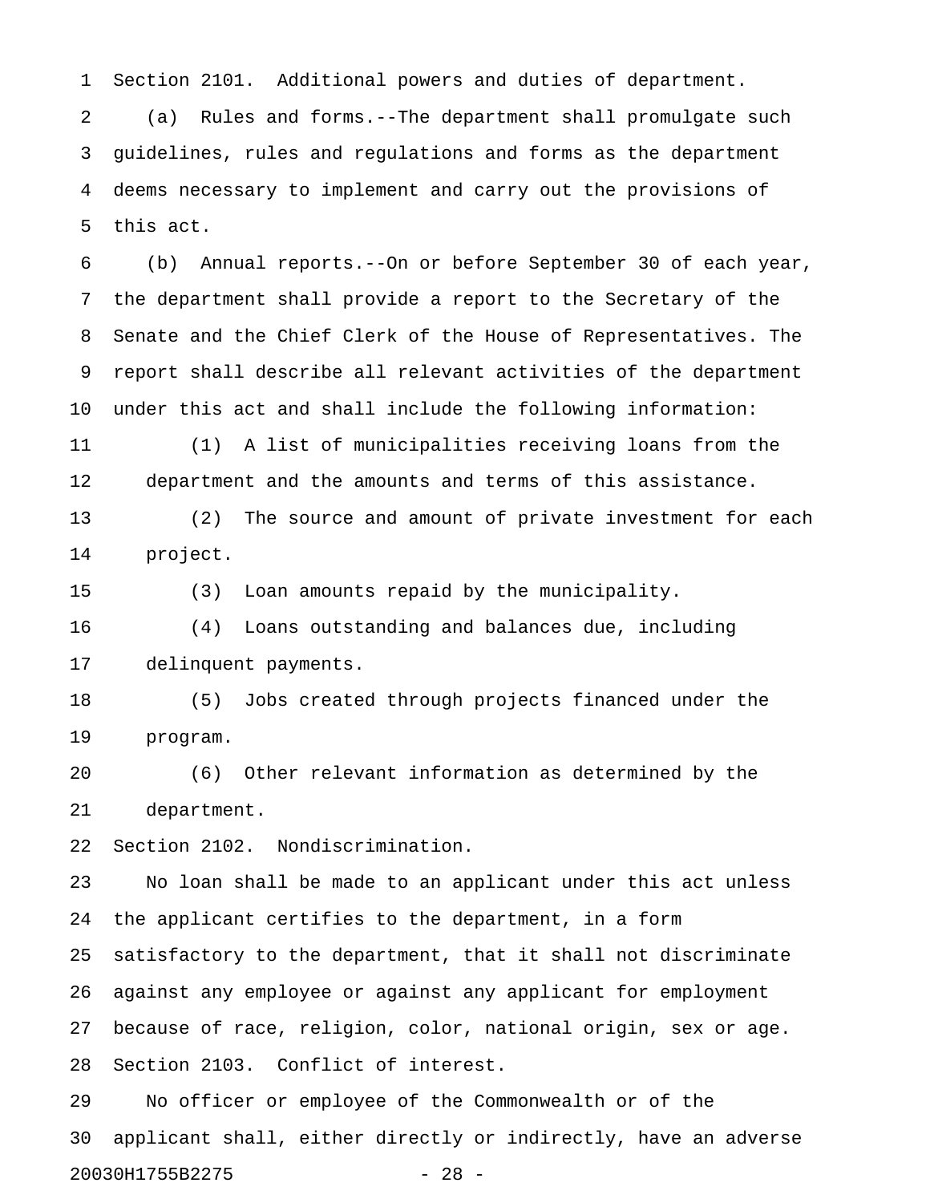Section 2101. Additional powers and duties of department.

(a) Rules and forms.--The department shall promulgate such guidelines, rules and regulations and forms as the department deems necessary to implement and carry out the provisions of this act.

(b) Annual reports.--On or before September 30 of each year, the department shall provide a report to the Secretary of the Senate and the Chief Clerk of the House of Representatives. The report shall describe all relevant activities of the department under this act and shall include the following information:

(1) A list of municipalities receiving loans from the department and the amounts and terms of this assistance.

(2) The source and amount of private investment for each project.

(3) Loan amounts repaid by the municipality.

(4) Loans outstanding and balances due, including delinquent payments.

(5) Jobs created through projects financed under the program.

(6) Other relevant information as determined by the department.

Section 2102. Nondiscrimination.

No loan shall be made to an applicant under this act unless the applicant certifies to the department, in a form satisfactory to the department, that it shall not discriminate against any employee or against any applicant for employment because of race, religion, color, national origin, sex or age.

Section 2103. Conflict of interest.

No officer or employee of the Commonwealth or of the applicant shall, either directly or indirectly, have an adverse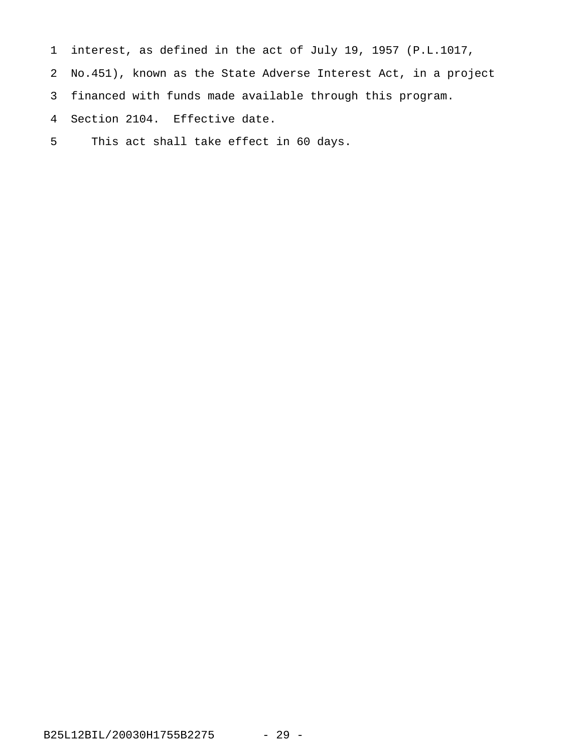interest, as defined in the act of July 19, 1957 (P.L.1017, No.451), known as the State Adverse Interest Act, in a project financed with funds made available through this program.

Section 2104. Effective date.

This act shall take effect in 60 days.